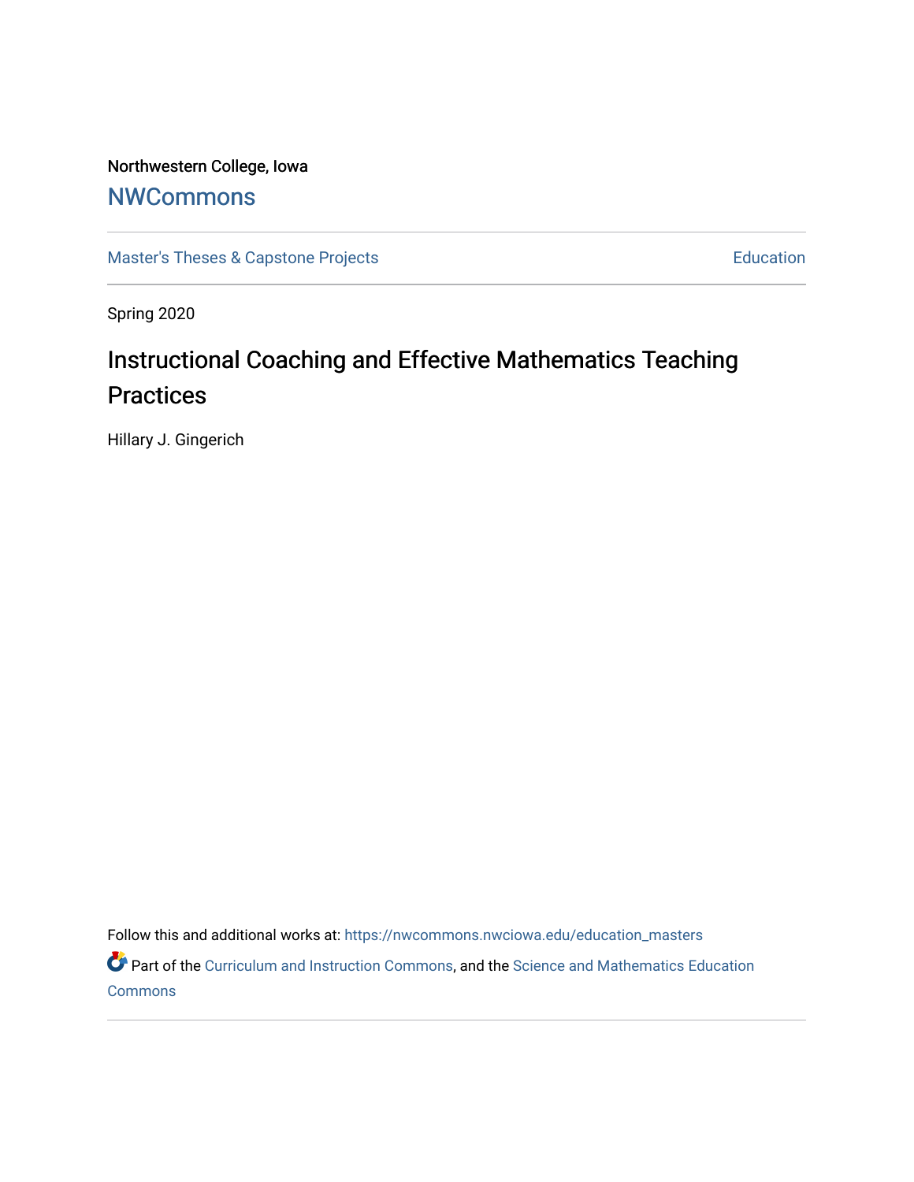Northwestern College, Iowa

## NWCommons

Master's Theses & Capstone Projects | Education

Spring 2020

# Instructional Coaching and Effective Mathematics Teaching Practices

Hillary J. Gingerich

Follow this and additional works at: https://nwcommons.nwciowa.edu/education_masters

Part of the Curriculum and Instruction Commons, and the Science and Mathematics Education Commons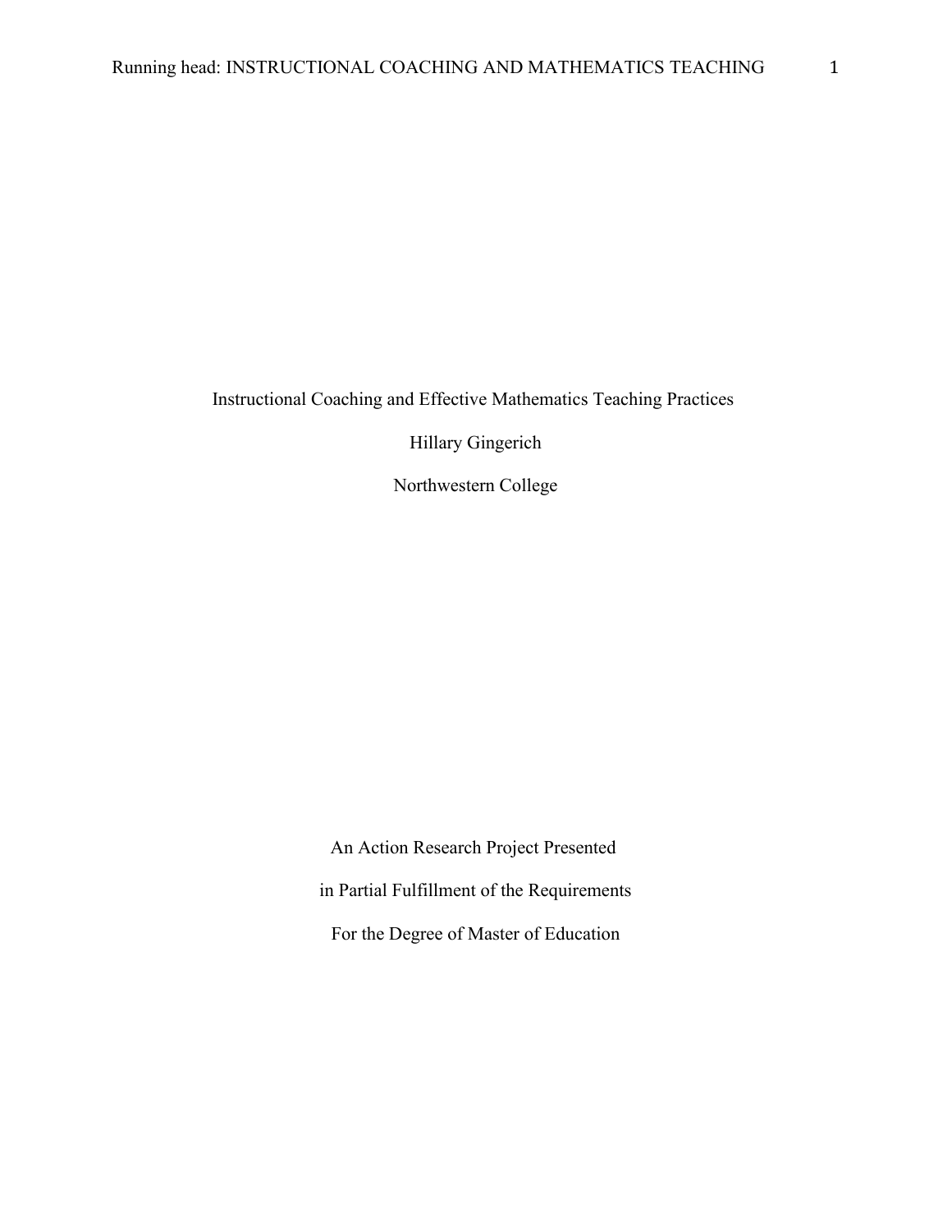# Instructional Coaching and Effective Mathematics Teaching Practices

Hillary Gingerich

Northwestern College

An Action Research Project Presented

in Partial Fulfillment of the Requirements

For the Degree of Master of Education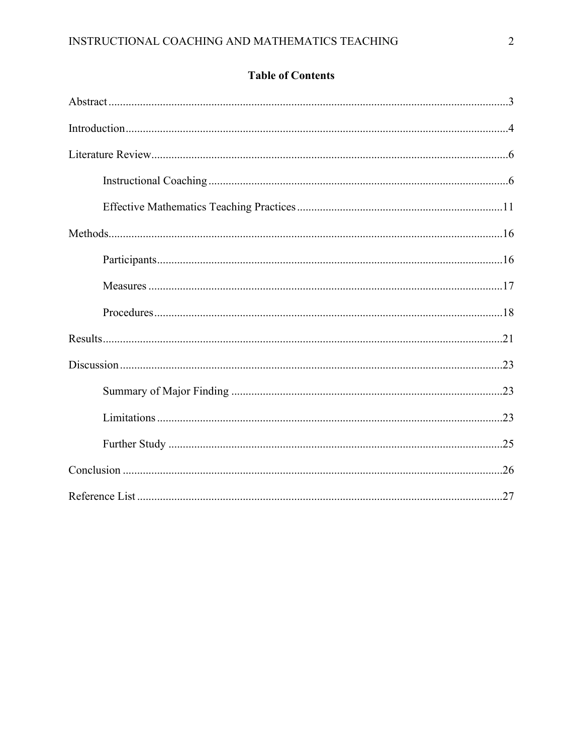## Table of Contents

Abstract ........................................................................................................................... 3

Introduction ...................................................................................................................... 4

Literature Review ............................................................................................................. 6

- Instructional Coaching ............................................................................................... 6
- Effective Mathematics Teaching Practices .............................................................. 11

Methods ........................................................................................................................... 16

- Participants ............................................................................................................... 16
- Measures ................................................................................................................... 17
- Procedures ................................................................................................................ 18

Results ............................................................................................................................. 21

Discussion ........................................................................................................................ 23

- Summary of Major Finding ...................................................................................... 23
- Limitations ................................................................................................................ 23
- Further Study ............................................................................................................ 25

Conclusion ....................................................................................................................... 26

Reference List .................................................................................................................. 27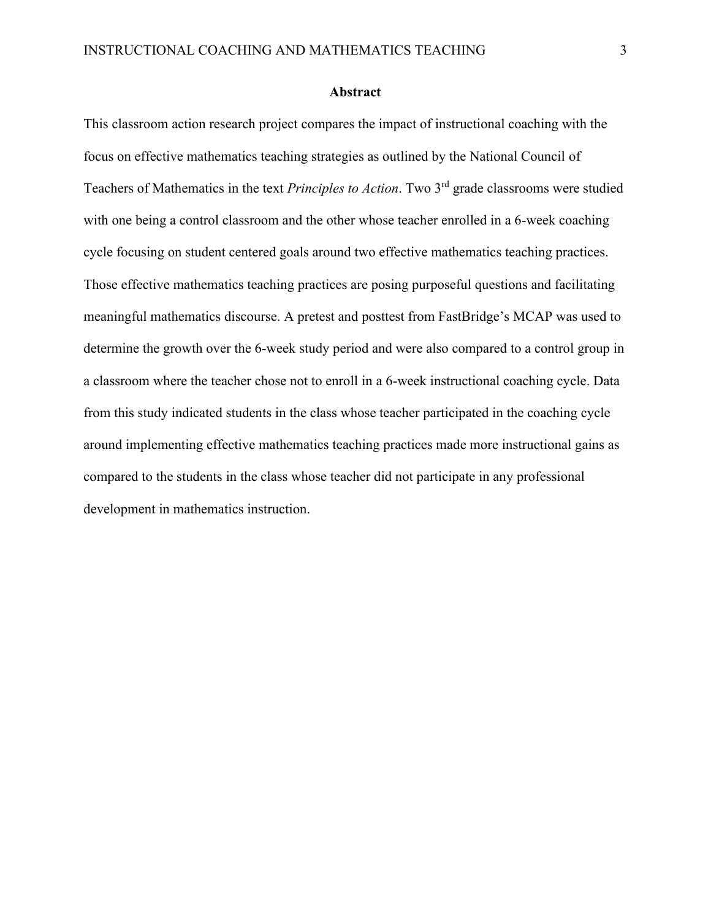## Abstract

This classroom action research project compares the impact of instructional coaching with the focus on effective mathematics teaching strategies as outlined by the National Council of Teachers of Mathematics in the text *Principles to Action*. Two 3rd grade classrooms were studied with one being a control classroom and the other whose teacher enrolled in a 6-week coaching cycle focusing on student centered goals around two effective mathematics teaching practices. Those effective mathematics teaching practices are posing purposeful questions and facilitating meaningful mathematics discourse. A pretest and posttest from FastBridge's MCAP was used to determine the growth over the 6-week study period and were also compared to a control group in a classroom where the teacher chose not to enroll in a 6-week instructional coaching cycle. Data from this study indicated students in the class whose teacher participated in the coaching cycle around implementing effective mathematics teaching practices made more instructional gains as compared to the students in the class whose teacher did not participate in any professional development in mathematics instruction.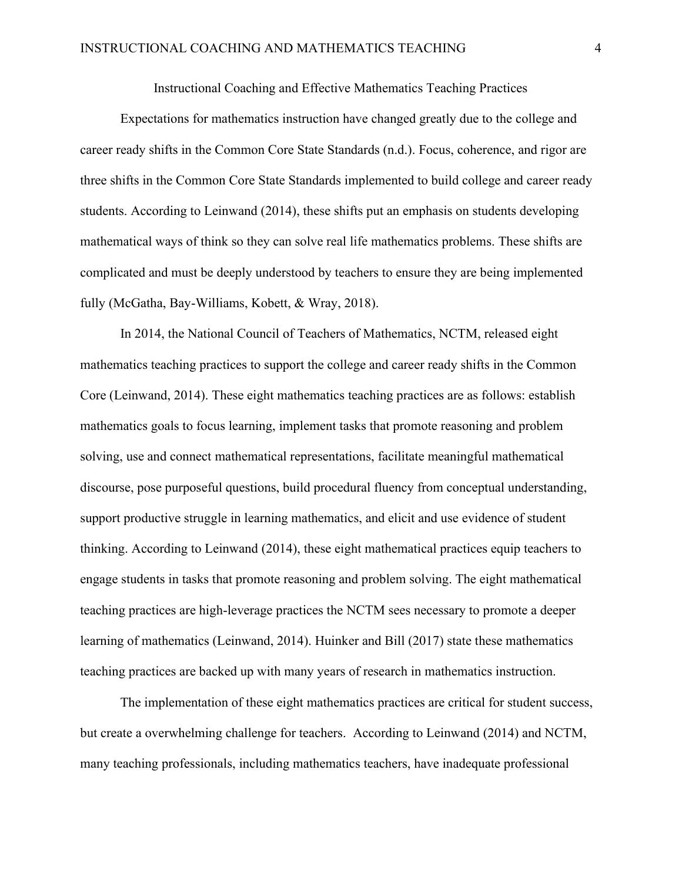## Instructional Coaching and Effective Mathematics Teaching Practices

Expectations for mathematics instruction have changed greatly due to the college and career ready shifts in the Common Core State Standards (n.d.). Focus, coherence, and rigor are three shifts in the Common Core State Standards implemented to build college and career ready students. According to Leinwand (2014), these shifts put an emphasis on students developing mathematical ways of think so they can solve real life mathematics problems. These shifts are complicated and must be deeply understood by teachers to ensure they are being implemented fully (McGatha, Bay-Williams, Kobett, & Wray, 2018).

In 2014, the National Council of Teachers of Mathematics, NCTM, released eight mathematics teaching practices to support the college and career ready shifts in the Common Core (Leinwand, 2014). These eight mathematics teaching practices are as follows: establish mathematics goals to focus learning, implement tasks that promote reasoning and problem solving, use and connect mathematical representations, facilitate meaningful mathematical discourse, pose purposeful questions, build procedural fluency from conceptual understanding, support productive struggle in learning mathematics, and elicit and use evidence of student thinking. According to Leinwand (2014), these eight mathematical practices equip teachers to engage students in tasks that promote reasoning and problem solving. The eight mathematical teaching practices are high-leverage practices the NCTM sees necessary to promote a deeper learning of mathematics (Leinwand, 2014). Huinker and Bill (2017) state these mathematics teaching practices are backed up with many years of research in mathematics instruction.

The implementation of these eight mathematics practices are critical for student success, but create a overwhelming challenge for teachers. According to Leinwand (2014) and NCTM, many teaching professionals, including mathematics teachers, have inadequate professional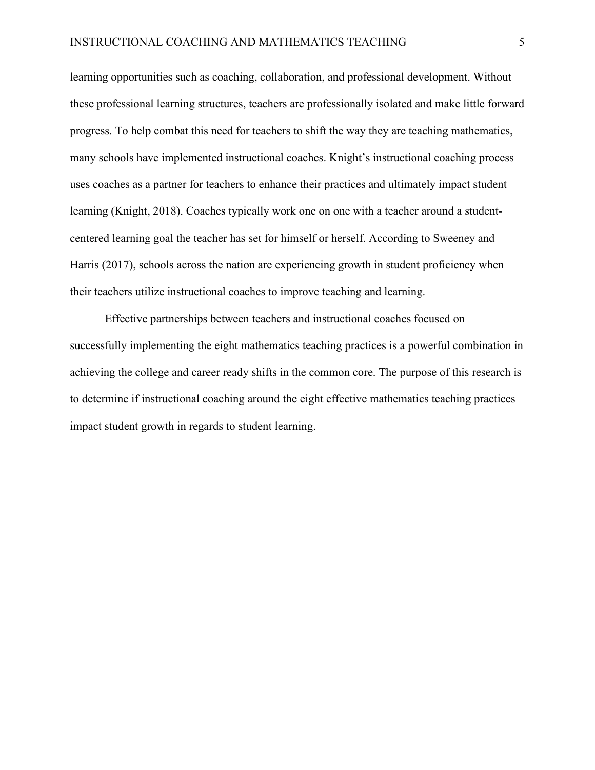learning opportunities such as coaching, collaboration, and professional development. Without these professional learning structures, teachers are professionally isolated and make little forward progress. To help combat this need for teachers to shift the way they are teaching mathematics, many schools have implemented instructional coaches. Knight's instructional coaching process uses coaches as a partner for teachers to enhance their practices and ultimately impact student learning (Knight, 2018). Coaches typically work one on one with a teacher around a student-centered learning goal the teacher has set for himself or herself. According to Sweeney and Harris (2017), schools across the nation are experiencing growth in student proficiency when their teachers utilize instructional coaches to improve teaching and learning.

Effective partnerships between teachers and instructional coaches focused on successfully implementing the eight mathematics teaching practices is a powerful combination in achieving the college and career ready shifts in the common core. The purpose of this research is to determine if instructional coaching around the eight effective mathematics teaching practices impact student growth in regards to student learning.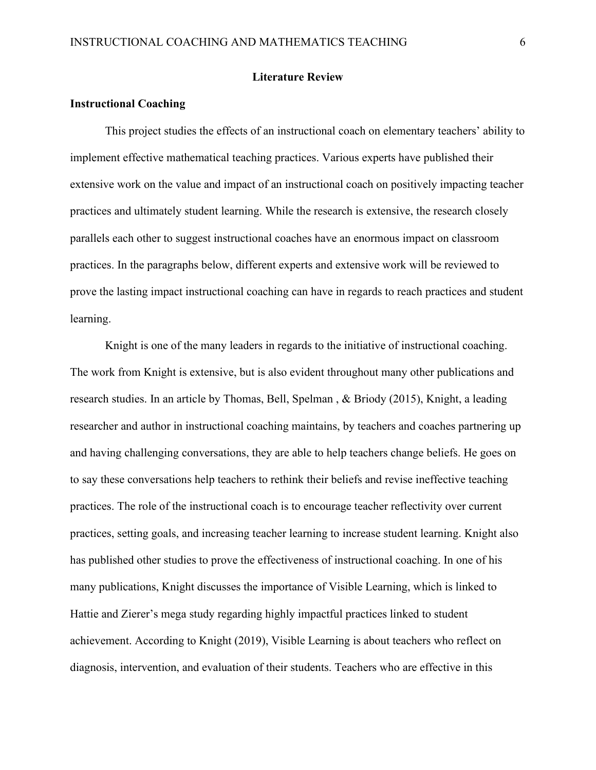## Literature Review

### Instructional Coaching

This project studies the effects of an instructional coach on elementary teachers' ability to implement effective mathematical teaching practices. Various experts have published their extensive work on the value and impact of an instructional coach on positively impacting teacher practices and ultimately student learning. While the research is extensive, the research closely parallels each other to suggest instructional coaches have an enormous impact on classroom practices. In the paragraphs below, different experts and extensive work will be reviewed to prove the lasting impact instructional coaching can have in regards to reach practices and student learning.

Knight is one of the many leaders in regards to the initiative of instructional coaching. The work from Knight is extensive, but is also evident throughout many other publications and research studies. In an article by Thomas, Bell, Spelman , & Briody (2015), Knight, a leading researcher and author in instructional coaching maintains, by teachers and coaches partnering up and having challenging conversations, they are able to help teachers change beliefs. He goes on to say these conversations help teachers to rethink their beliefs and revise ineffective teaching practices. The role of the instructional coach is to encourage teacher reflectivity over current practices, setting goals, and increasing teacher learning to increase student learning. Knight also has published other studies to prove the effectiveness of instructional coaching. In one of his many publications, Knight discusses the importance of Visible Learning, which is linked to Hattie and Zierer's mega study regarding highly impactful practices linked to student achievement. According to Knight (2019), Visible Learning is about teachers who reflect on diagnosis, intervention, and evaluation of their students. Teachers who are effective in this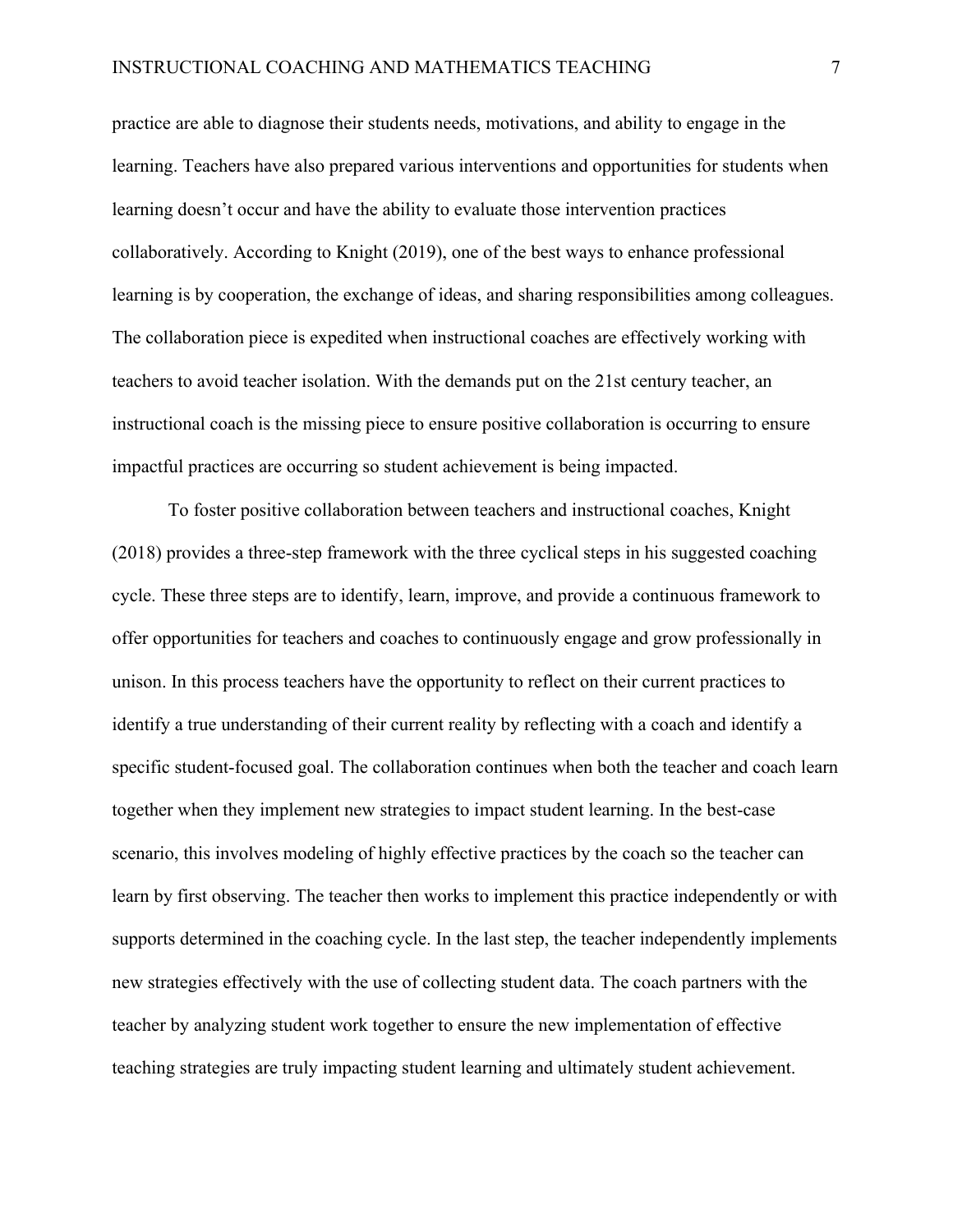practice are able to diagnose their students needs, motivations, and ability to engage in the learning. Teachers have also prepared various interventions and opportunities for students when learning doesn't occur and have the ability to evaluate those intervention practices collaboratively. According to Knight (2019), one of the best ways to enhance professional learning is by cooperation, the exchange of ideas, and sharing responsibilities among colleagues. The collaboration piece is expedited when instructional coaches are effectively working with teachers to avoid teacher isolation. With the demands put on the 21st century teacher, an instructional coach is the missing piece to ensure positive collaboration is occurring to ensure impactful practices are occurring so student achievement is being impacted.

To foster positive collaboration between teachers and instructional coaches, Knight (2018) provides a three-step framework with the three cyclical steps in his suggested coaching cycle. These three steps are to identify, learn, improve, and provide a continuous framework to offer opportunities for teachers and coaches to continuously engage and grow professionally in unison. In this process teachers have the opportunity to reflect on their current practices to identify a true understanding of their current reality by reflecting with a coach and identify a specific student-focused goal. The collaboration continues when both the teacher and coach learn together when they implement new strategies to impact student learning. In the best-case scenario, this involves modeling of highly effective practices by the coach so the teacher can learn by first observing. The teacher then works to implement this practice independently or with supports determined in the coaching cycle. In the last step, the teacher independently implements new strategies effectively with the use of collecting student data. The coach partners with the teacher by analyzing student work together to ensure the new implementation of effective teaching strategies are truly impacting student learning and ultimately student achievement.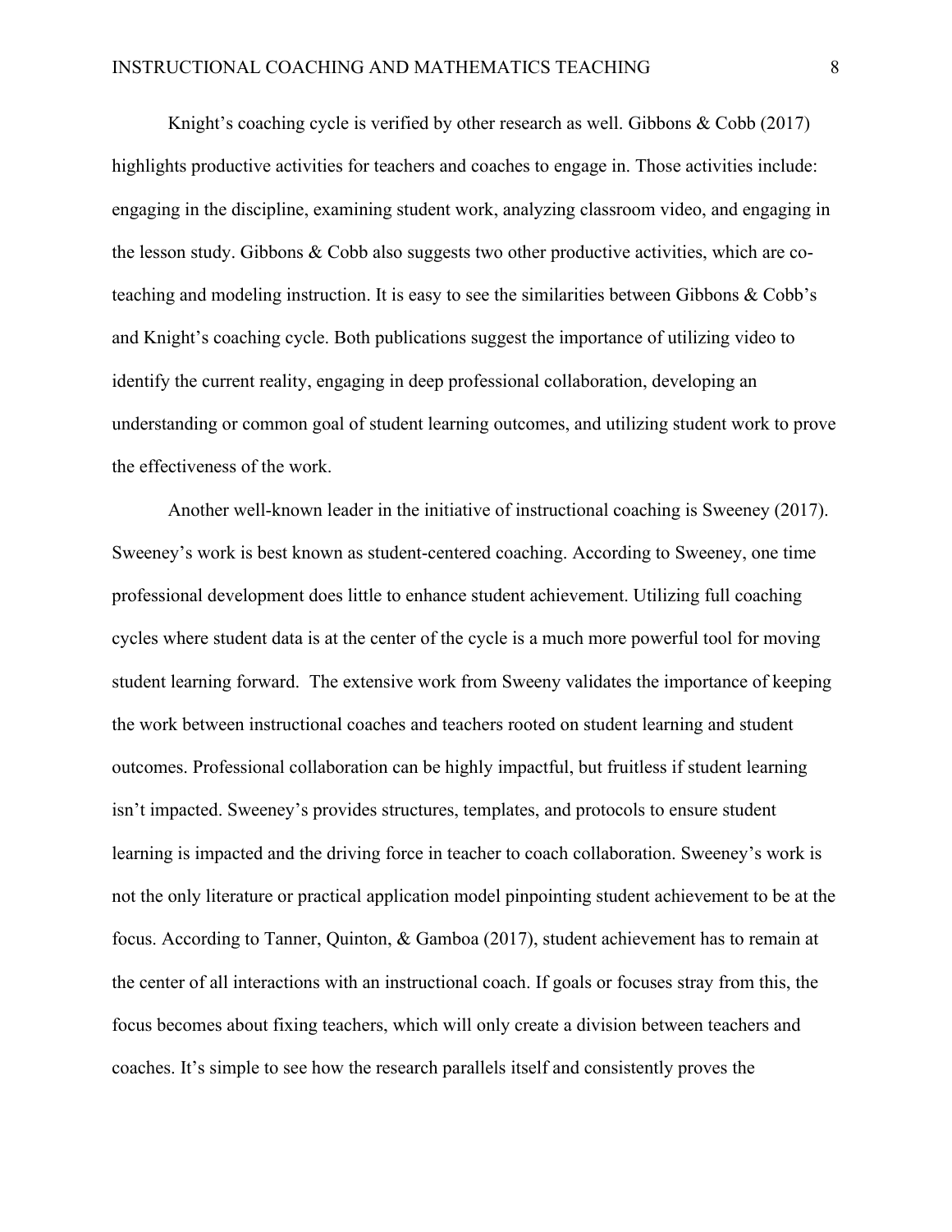Knight's coaching cycle is verified by other research as well. Gibbons & Cobb (2017) highlights productive activities for teachers and coaches to engage in. Those activities include: engaging in the discipline, examining student work, analyzing classroom video, and engaging in the lesson study. Gibbons & Cobb also suggests two other productive activities, which are co-teaching and modeling instruction. It is easy to see the similarities between Gibbons & Cobb's and Knight's coaching cycle. Both publications suggest the importance of utilizing video to identify the current reality, engaging in deep professional collaboration, developing an understanding or common goal of student learning outcomes, and utilizing student work to prove the effectiveness of the work.

Another well-known leader in the initiative of instructional coaching is Sweeney (2017). Sweeney's work is best known as student-centered coaching. According to Sweeney, one time professional development does little to enhance student achievement. Utilizing full coaching cycles where student data is at the center of the cycle is a much more powerful tool for moving student learning forward. The extensive work from Sweeny validates the importance of keeping the work between instructional coaches and teachers rooted on student learning and student outcomes. Professional collaboration can be highly impactful, but fruitless if student learning isn't impacted. Sweeney's provides structures, templates, and protocols to ensure student learning is impacted and the driving force in teacher to coach collaboration. Sweeney's work is not the only literature or practical application model pinpointing student achievement to be at the focus. According to Tanner, Quinton, & Gamboa (2017), student achievement has to remain at the center of all interactions with an instructional coach. If goals or focuses stray from this, the focus becomes about fixing teachers, which will only create a division between teachers and coaches. It's simple to see how the research parallels itself and consistently proves the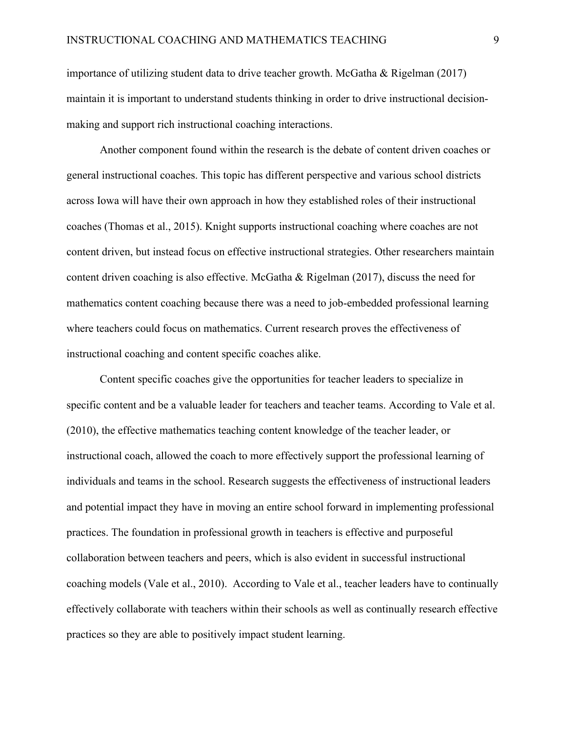importance of utilizing student data to drive teacher growth. McGatha & Rigelman (2017) maintain it is important to understand students thinking in order to drive instructional decision-making and support rich instructional coaching interactions.

Another component found within the research is the debate of content driven coaches or general instructional coaches. This topic has different perspective and various school districts across Iowa will have their own approach in how they established roles of their instructional coaches (Thomas et al., 2015). Knight supports instructional coaching where coaches are not content driven, but instead focus on effective instructional strategies. Other researchers maintain content driven coaching is also effective. McGatha & Rigelman (2017), discuss the need for mathematics content coaching because there was a need to job-embedded professional learning where teachers could focus on mathematics. Current research proves the effectiveness of instructional coaching and content specific coaches alike.

Content specific coaches give the opportunities for teacher leaders to specialize in specific content and be a valuable leader for teachers and teacher teams. According to Vale et al. (2010), the effective mathematics teaching content knowledge of the teacher leader, or instructional coach, allowed the coach to more effectively support the professional learning of individuals and teams in the school. Research suggests the effectiveness of instructional leaders and potential impact they have in moving an entire school forward in implementing professional practices. The foundation in professional growth in teachers is effective and purposeful collaboration between teachers and peers, which is also evident in successful instructional coaching models (Vale et al., 2010). According to Vale et al., teacher leaders have to continually effectively collaborate with teachers within their schools as well as continually research effective practices so they are able to positively impact student learning.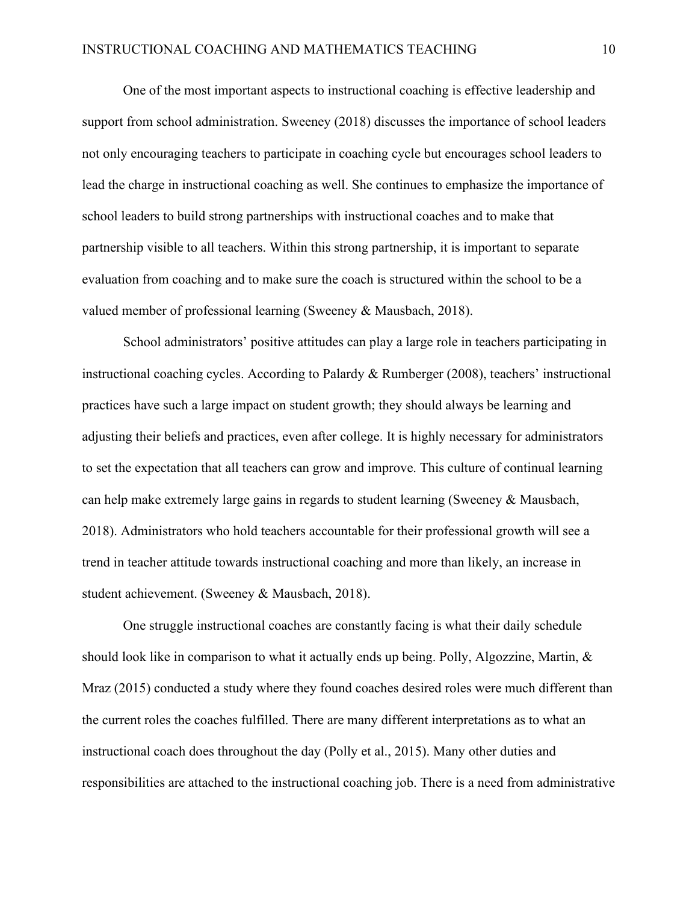One of the most important aspects to instructional coaching is effective leadership and support from school administration. Sweeney (2018) discusses the importance of school leaders not only encouraging teachers to participate in coaching cycle but encourages school leaders to lead the charge in instructional coaching as well. She continues to emphasize the importance of school leaders to build strong partnerships with instructional coaches and to make that partnership visible to all teachers. Within this strong partnership, it is important to separate evaluation from coaching and to make sure the coach is structured within the school to be a valued member of professional learning (Sweeney & Mausbach, 2018).

School administrators' positive attitudes can play a large role in teachers participating in instructional coaching cycles. According to Palardy & Rumberger (2008), teachers' instructional practices have such a large impact on student growth; they should always be learning and adjusting their beliefs and practices, even after college. It is highly necessary for administrators to set the expectation that all teachers can grow and improve. This culture of continual learning can help make extremely large gains in regards to student learning (Sweeney & Mausbach, 2018). Administrators who hold teachers accountable for their professional growth will see a trend in teacher attitude towards instructional coaching and more than likely, an increase in student achievement. (Sweeney & Mausbach, 2018).

One struggle instructional coaches are constantly facing is what their daily schedule should look like in comparison to what it actually ends up being. Polly, Algozzine, Martin, & Mraz (2015) conducted a study where they found coaches desired roles were much different than the current roles the coaches fulfilled. There are many different interpretations as to what an instructional coach does throughout the day (Polly et al., 2015). Many other duties and responsibilities are attached to the instructional coaching job. There is a need from administrative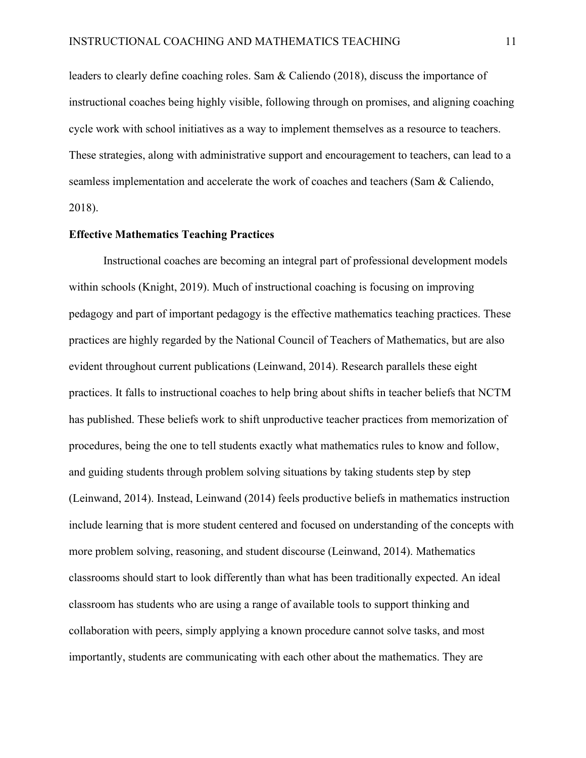leaders to clearly define coaching roles. Sam & Caliendo (2018), discuss the importance of instructional coaches being highly visible, following through on promises, and aligning coaching cycle work with school initiatives as a way to implement themselves as a resource to teachers. These strategies, along with administrative support and encouragement to teachers, can lead to a seamless implementation and accelerate the work of coaches and teachers (Sam & Caliendo, 2018).

**Effective Mathematics Teaching Practices**

Instructional coaches are becoming an integral part of professional development models within schools (Knight, 2019). Much of instructional coaching is focusing on improving pedagogy and part of important pedagogy is the effective mathematics teaching practices. These practices are highly regarded by the National Council of Teachers of Mathematics, but are also evident throughout current publications (Leinwand, 2014). Research parallels these eight practices. It falls to instructional coaches to help bring about shifts in teacher beliefs that NCTM has published. These beliefs work to shift unproductive teacher practices from memorization of procedures, being the one to tell students exactly what mathematics rules to know and follow, and guiding students through problem solving situations by taking students step by step (Leinwand, 2014). Instead, Leinwand (2014) feels productive beliefs in mathematics instruction include learning that is more student centered and focused on understanding of the concepts with more problem solving, reasoning, and student discourse (Leinwand, 2014). Mathematics classrooms should start to look differently than what has been traditionally expected. An ideal classroom has students who are using a range of available tools to support thinking and collaboration with peers, simply applying a known procedure cannot solve tasks, and most importantly, students are communicating with each other about the mathematics. They are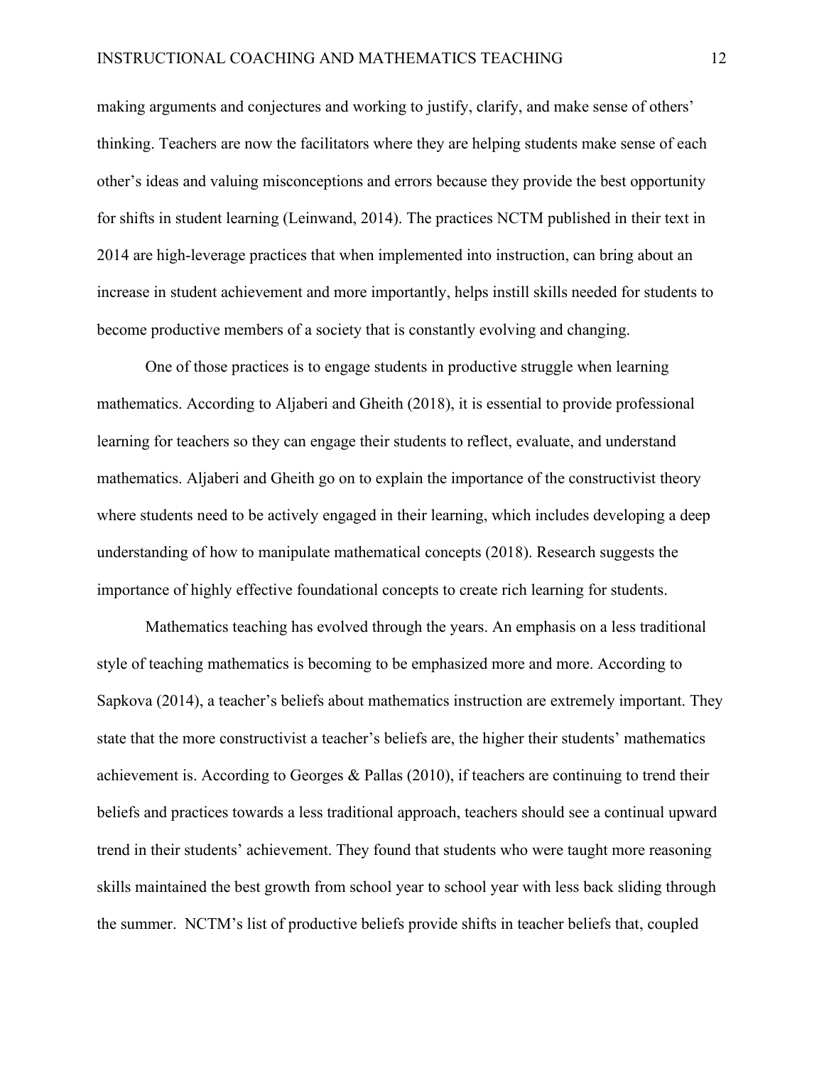making arguments and conjectures and working to justify, clarify, and make sense of others' thinking. Teachers are now the facilitators where they are helping students make sense of each other's ideas and valuing misconceptions and errors because they provide the best opportunity for shifts in student learning (Leinwand, 2014). The practices NCTM published in their text in 2014 are high-leverage practices that when implemented into instruction, can bring about an increase in student achievement and more importantly, helps instill skills needed for students to become productive members of a society that is constantly evolving and changing.

One of those practices is to engage students in productive struggle when learning mathematics. According to Aljaberi and Gheith (2018), it is essential to provide professional learning for teachers so they can engage their students to reflect, evaluate, and understand mathematics. Aljaberi and Gheith go on to explain the importance of the constructivist theory where students need to be actively engaged in their learning, which includes developing a deep understanding of how to manipulate mathematical concepts (2018). Research suggests the importance of highly effective foundational concepts to create rich learning for students.

Mathematics teaching has evolved through the years. An emphasis on a less traditional style of teaching mathematics is becoming to be emphasized more and more. According to Sapkova (2014), a teacher's beliefs about mathematics instruction are extremely important. They state that the more constructivist a teacher's beliefs are, the higher their students' mathematics achievement is. According to Georges & Pallas (2010), if teachers are continuing to trend their beliefs and practices towards a less traditional approach, teachers should see a continual upward trend in their students' achievement. They found that students who were taught more reasoning skills maintained the best growth from school year to school year with less back sliding through the summer. NCTM's list of productive beliefs provide shifts in teacher beliefs that, coupled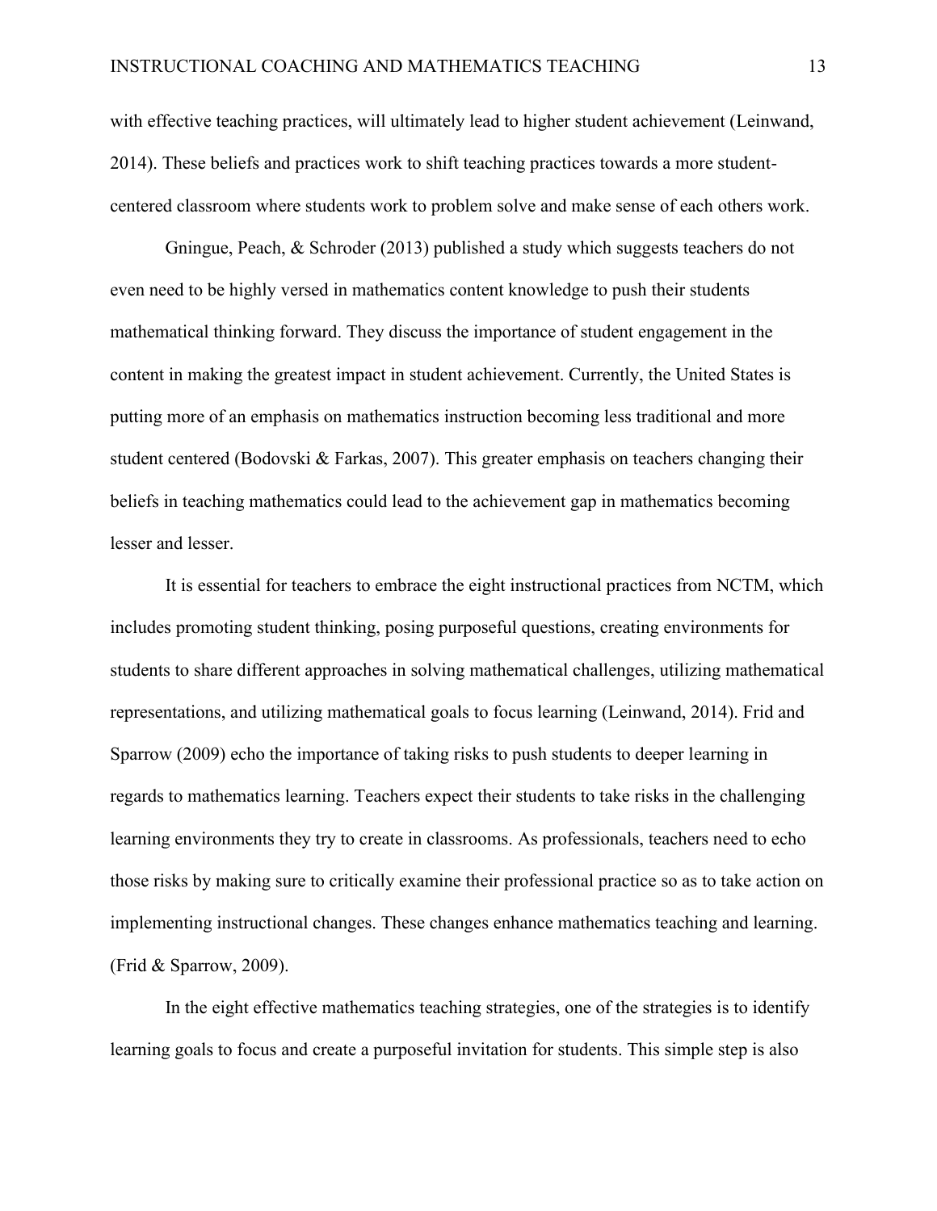with effective teaching practices, will ultimately lead to higher student achievement (Leinwand, 2014). These beliefs and practices work to shift teaching practices towards a more student-centered classroom where students work to problem solve and make sense of each others work.

Gningue, Peach, & Schroder (2013) published a study which suggests teachers do not even need to be highly versed in mathematics content knowledge to push their students mathematical thinking forward. They discuss the importance of student engagement in the content in making the greatest impact in student achievement. Currently, the United States is putting more of an emphasis on mathematics instruction becoming less traditional and more student centered (Bodovski & Farkas, 2007). This greater emphasis on teachers changing their beliefs in teaching mathematics could lead to the achievement gap in mathematics becoming lesser and lesser.

It is essential for teachers to embrace the eight instructional practices from NCTM, which includes promoting student thinking, posing purposeful questions, creating environments for students to share different approaches in solving mathematical challenges, utilizing mathematical representations, and utilizing mathematical goals to focus learning (Leinwand, 2014). Frid and Sparrow (2009) echo the importance of taking risks to push students to deeper learning in regards to mathematics learning. Teachers expect their students to take risks in the challenging learning environments they try to create in classrooms. As professionals, teachers need to echo those risks by making sure to critically examine their professional practice so as to take action on implementing instructional changes. These changes enhance mathematics teaching and learning. (Frid & Sparrow, 2009).

In the eight effective mathematics teaching strategies, one of the strategies is to identify learning goals to focus and create a purposeful invitation for students. This simple step is also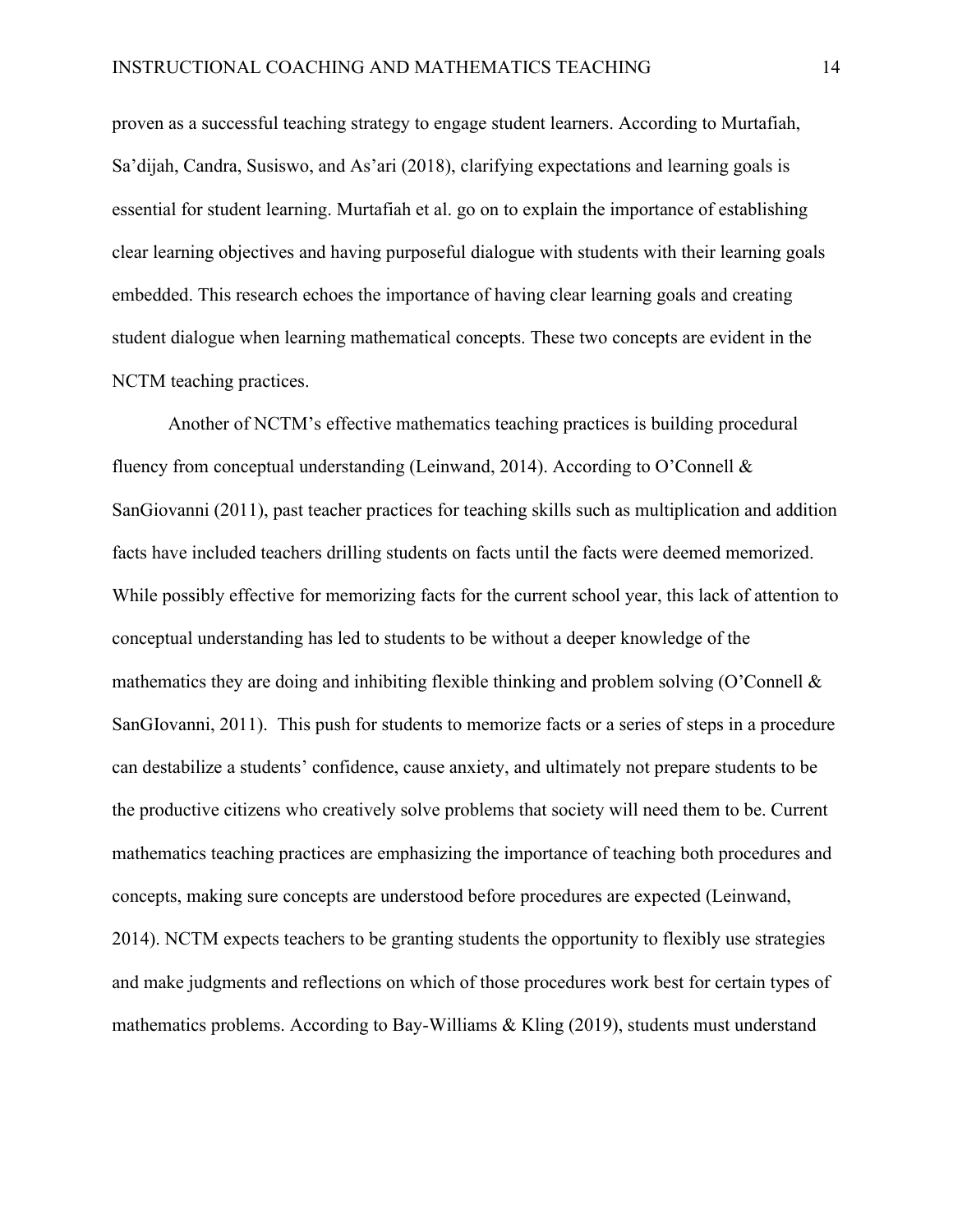proven as a successful teaching strategy to engage student learners. According to Murtafiah, Sa'dijah, Candra, Susiswo, and As'ari (2018), clarifying expectations and learning goals is essential for student learning. Murtafiah et al. go on to explain the importance of establishing clear learning objectives and having purposeful dialogue with students with their learning goals embedded. This research echoes the importance of having clear learning goals and creating student dialogue when learning mathematical concepts. These two concepts are evident in the NCTM teaching practices.

Another of NCTM's effective mathematics teaching practices is building procedural fluency from conceptual understanding (Leinwand, 2014). According to O'Connell & SanGiovanni (2011), past teacher practices for teaching skills such as multiplication and addition facts have included teachers drilling students on facts until the facts were deemed memorized. While possibly effective for memorizing facts for the current school year, this lack of attention to conceptual understanding has led to students to be without a deeper knowledge of the mathematics they are doing and inhibiting flexible thinking and problem solving (O'Connell & SanGIovanni, 2011). This push for students to memorize facts or a series of steps in a procedure can destabilize a students' confidence, cause anxiety, and ultimately not prepare students to be the productive citizens who creatively solve problems that society will need them to be. Current mathematics teaching practices are emphasizing the importance of teaching both procedures and concepts, making sure concepts are understood before procedures are expected (Leinwand, 2014). NCTM expects teachers to be granting students the opportunity to flexibly use strategies and make judgments and reflections on which of those procedures work best for certain types of mathematics problems. According to Bay-Williams & Kling (2019), students must understand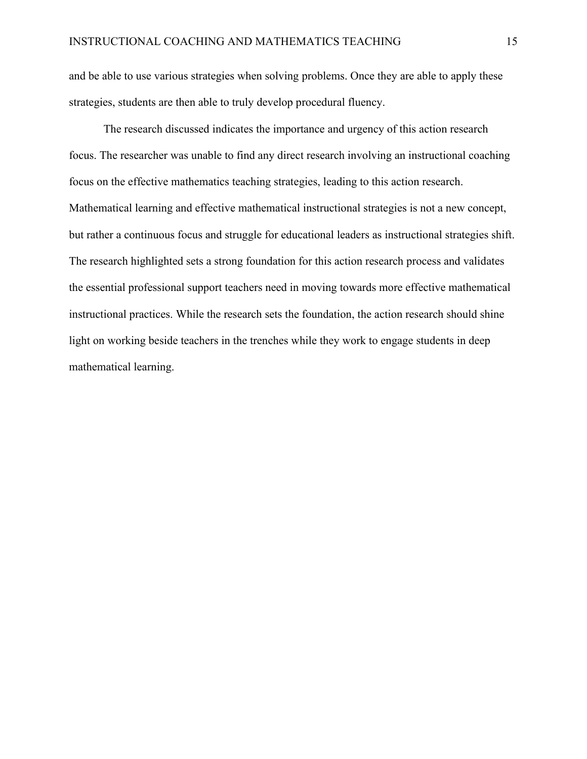and be able to use various strategies when solving problems. Once they are able to apply these strategies, students are then able to truly develop procedural fluency.

The research discussed indicates the importance and urgency of this action research focus. The researcher was unable to find any direct research involving an instructional coaching focus on the effective mathematics teaching strategies, leading to this action research. Mathematical learning and effective mathematical instructional strategies is not a new concept, but rather a continuous focus and struggle for educational leaders as instructional strategies shift. The research highlighted sets a strong foundation for this action research process and validates the essential professional support teachers need in moving towards more effective mathematical instructional practices. While the research sets the foundation, the action research should shine light on working beside teachers in the trenches while they work to engage students in deep mathematical learning.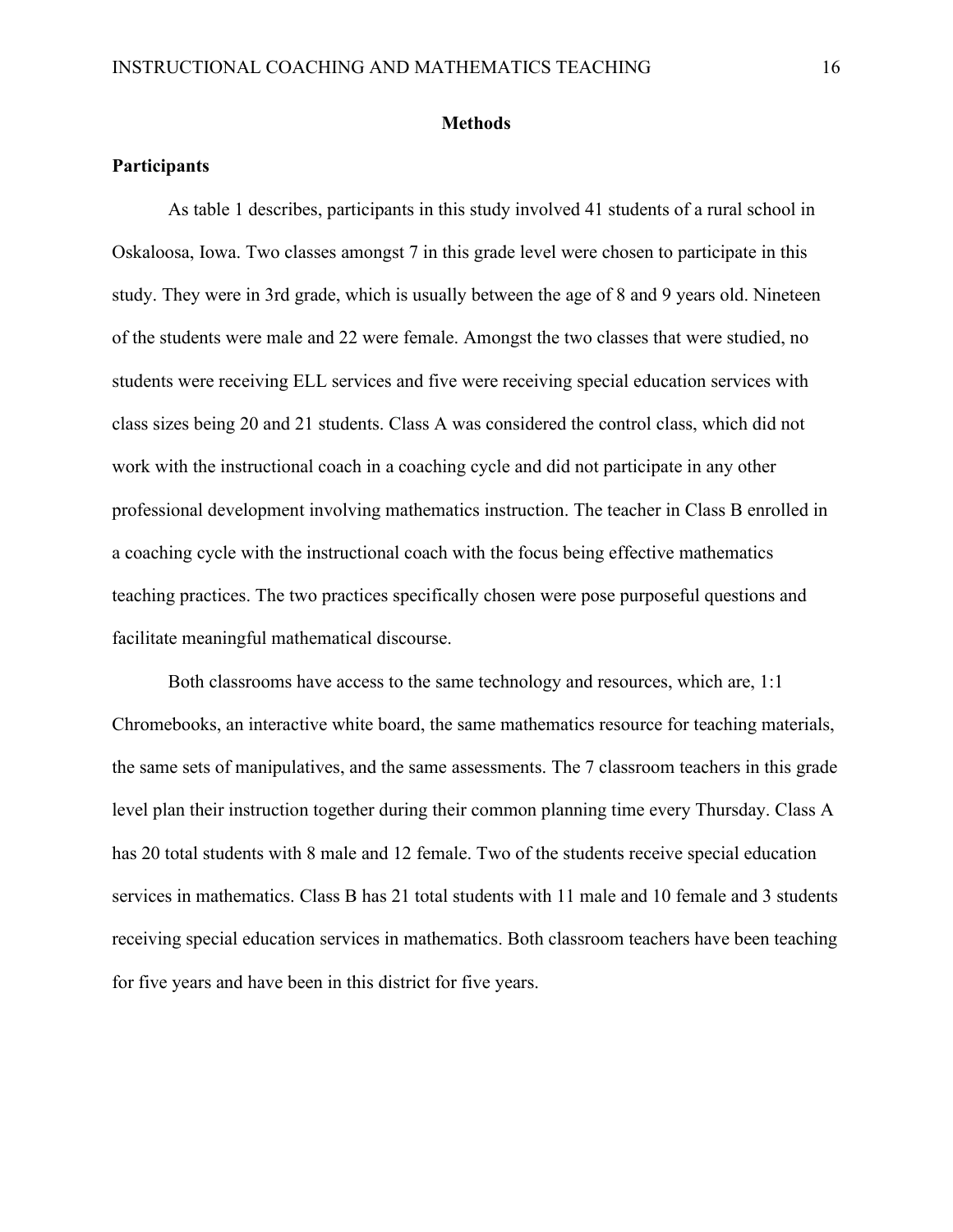## Methods

### Participants

As table 1 describes, participants in this study involved 41 students of a rural school in Oskaloosa, Iowa. Two classes amongst 7 in this grade level were chosen to participate in this study. They were in 3rd grade, which is usually between the age of 8 and 9 years old. Nineteen of the students were male and 22 were female. Amongst the two classes that were studied, no students were receiving ELL services and five were receiving special education services with class sizes being 20 and 21 students. Class A was considered the control class, which did not work with the instructional coach in a coaching cycle and did not participate in any other professional development involving mathematics instruction. The teacher in Class B enrolled in a coaching cycle with the instructional coach with the focus being effective mathematics teaching practices. The two practices specifically chosen were pose purposeful questions and facilitate meaningful mathematical discourse.

Both classrooms have access to the same technology and resources, which are, 1:1 Chromebooks, an interactive white board, the same mathematics resource for teaching materials, the same sets of manipulatives, and the same assessments. The 7 classroom teachers in this grade level plan their instruction together during their common planning time every Thursday. Class A has 20 total students with 8 male and 12 female. Two of the students receive special education services in mathematics. Class B has 21 total students with 11 male and 10 female and 3 students receiving special education services in mathematics. Both classroom teachers have been teaching for five years and have been in this district for five years.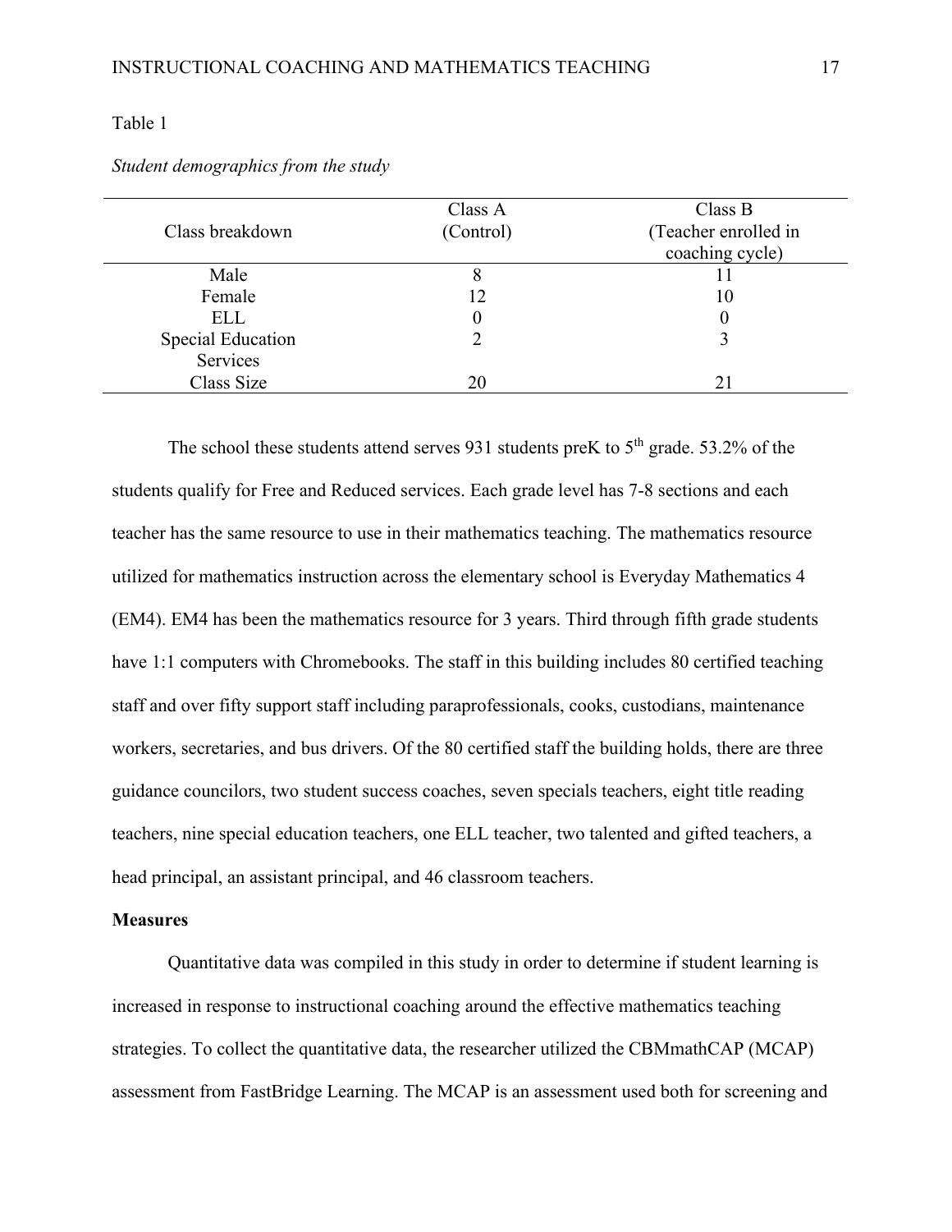Table 1

*Student demographics from the study*

| Class breakdown | Class A (Control) | Class B (Teacher enrolled in coaching cycle) |
|---|---|---|
| Male | 8 | 11 |
| Female | 12 | 10 |
| ELL | 0 | 0 |
| Special Education Services | 2 | 3 |
| Class Size | 20 | 21 |

The school these students attend serves 931 students preK to 5th grade. 53.2% of the students qualify for Free and Reduced services. Each grade level has 7-8 sections and each teacher has the same resource to use in their mathematics teaching. The mathematics resource utilized for mathematics instruction across the elementary school is Everyday Mathematics 4 (EM4). EM4 has been the mathematics resource for 3 years. Third through fifth grade students have 1:1 computers with Chromebooks. The staff in this building includes 80 certified teaching staff and over fifty support staff including paraprofessionals, cooks, custodians, maintenance workers, secretaries, and bus drivers. Of the 80 certified staff the building holds, there are three guidance councilors, two student success coaches, seven specials teachers, eight title reading teachers, nine special education teachers, one ELL teacher, two talented and gifted teachers, a head principal, an assistant principal, and 46 classroom teachers.

**Measures**

Quantitative data was compiled in this study in order to determine if student learning is increased in response to instructional coaching around the effective mathematics teaching strategies. To collect the quantitative data, the researcher utilized the CBMmathCAP (MCAP) assessment from FastBridge Learning. The MCAP is an assessment used both for screening and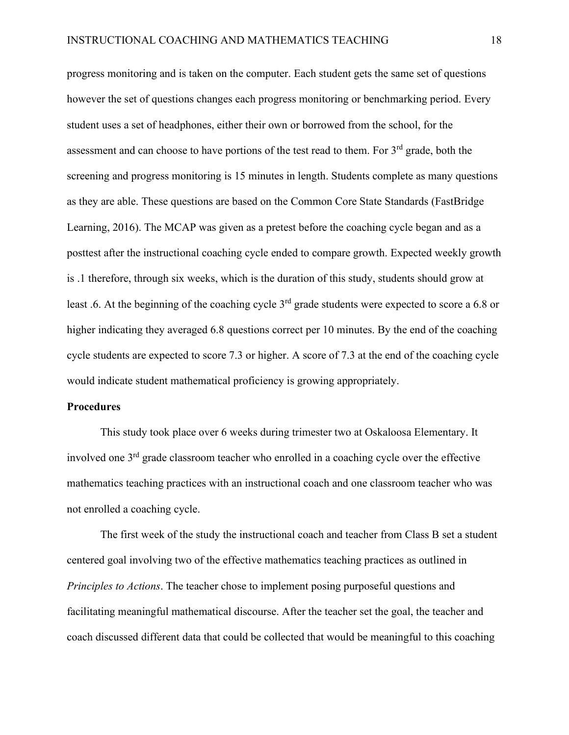progress monitoring and is taken on the computer. Each student gets the same set of questions however the set of questions changes each progress monitoring or benchmarking period. Every student uses a set of headphones, either their own or borrowed from the school, for the assessment and can choose to have portions of the test read to them. For 3rd grade, both the screening and progress monitoring is 15 minutes in length. Students complete as many questions as they are able. These questions are based on the Common Core State Standards (FastBridge Learning, 2016). The MCAP was given as a pretest before the coaching cycle began and as a posttest after the instructional coaching cycle ended to compare growth. Expected weekly growth is .1 therefore, through six weeks, which is the duration of this study, students should grow at least .6. At the beginning of the coaching cycle 3rd grade students were expected to score a 6.8 or higher indicating they averaged 6.8 questions correct per 10 minutes. By the end of the coaching cycle students are expected to score 7.3 or higher. A score of 7.3 at the end of the coaching cycle would indicate student mathematical proficiency is growing appropriately.

**Procedures**

This study took place over 6 weeks during trimester two at Oskaloosa Elementary. It involved one 3rd grade classroom teacher who enrolled in a coaching cycle over the effective mathematics teaching practices with an instructional coach and one classroom teacher who was not enrolled a coaching cycle.

The first week of the study the instructional coach and teacher from Class B set a student centered goal involving two of the effective mathematics teaching practices as outlined in *Principles to Actions*. The teacher chose to implement posing purposeful questions and facilitating meaningful mathematical discourse. After the teacher set the goal, the teacher and coach discussed different data that could be collected that would be meaningful to this coaching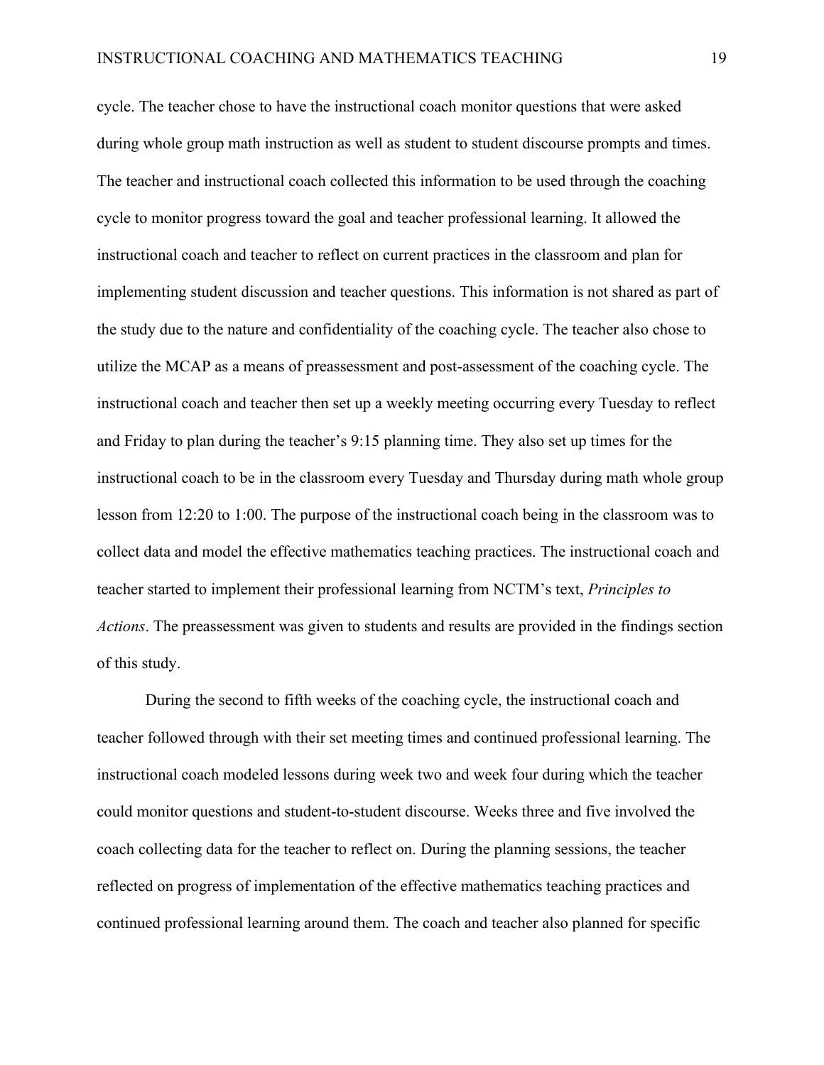cycle. The teacher chose to have the instructional coach monitor questions that were asked during whole group math instruction as well as student to student discourse prompts and times. The teacher and instructional coach collected this information to be used through the coaching cycle to monitor progress toward the goal and teacher professional learning. It allowed the instructional coach and teacher to reflect on current practices in the classroom and plan for implementing student discussion and teacher questions. This information is not shared as part of the study due to the nature and confidentiality of the coaching cycle. The teacher also chose to utilize the MCAP as a means of preassessment and post-assessment of the coaching cycle. The instructional coach and teacher then set up a weekly meeting occurring every Tuesday to reflect and Friday to plan during the teacher's 9:15 planning time. They also set up times for the instructional coach to be in the classroom every Tuesday and Thursday during math whole group lesson from 12:20 to 1:00. The purpose of the instructional coach being in the classroom was to collect data and model the effective mathematics teaching practices. The instructional coach and teacher started to implement their professional learning from NCTM's text, *Principles to Actions*. The preassessment was given to students and results are provided in the findings section of this study.

During the second to fifth weeks of the coaching cycle, the instructional coach and teacher followed through with their set meeting times and continued professional learning. The instructional coach modeled lessons during week two and week four during which the teacher could monitor questions and student-to-student discourse. Weeks three and five involved the coach collecting data for the teacher to reflect on. During the planning sessions, the teacher reflected on progress of implementation of the effective mathematics teaching practices and continued professional learning around them. The coach and teacher also planned for specific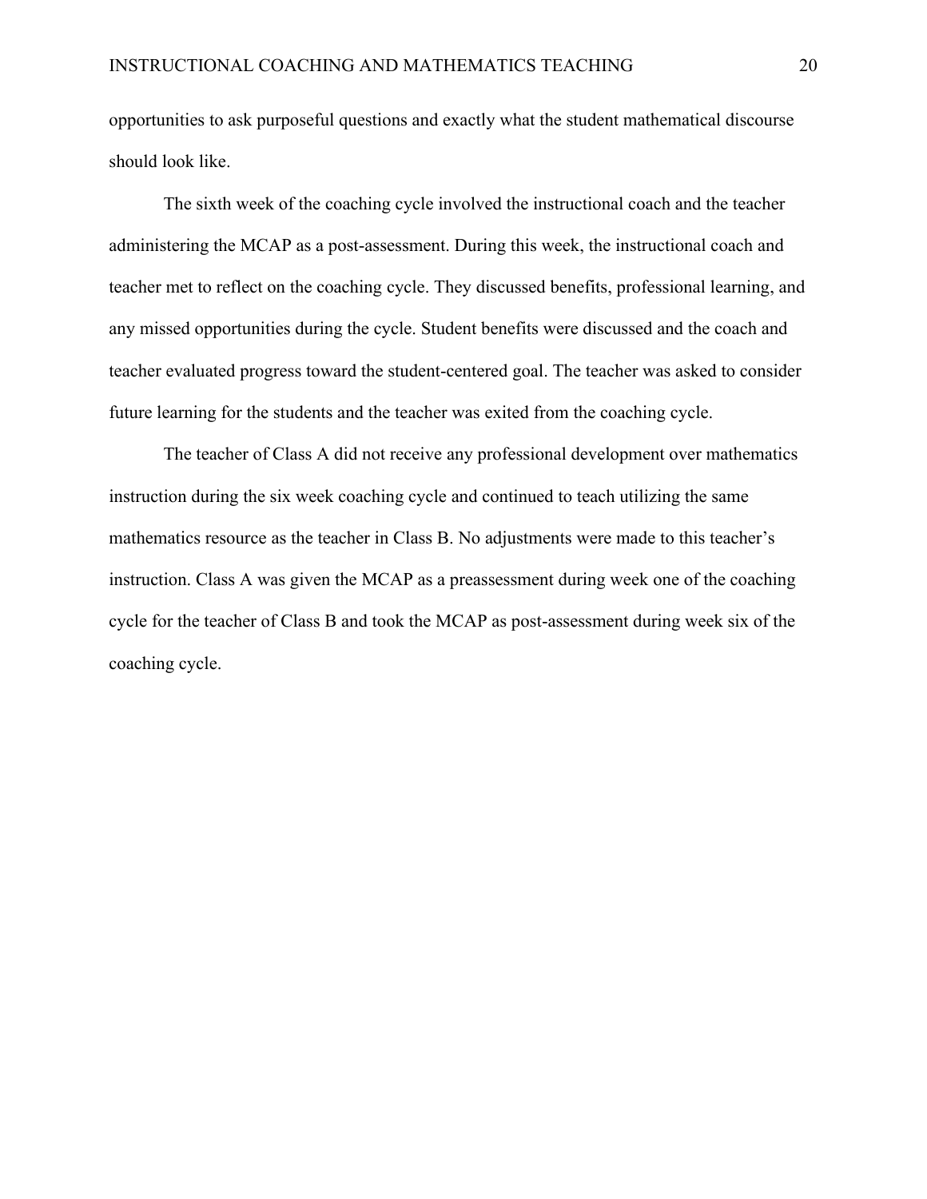opportunities to ask purposeful questions and exactly what the student mathematical discourse should look like.

The sixth week of the coaching cycle involved the instructional coach and the teacher administering the MCAP as a post-assessment. During this week, the instructional coach and teacher met to reflect on the coaching cycle. They discussed benefits, professional learning, and any missed opportunities during the cycle. Student benefits were discussed and the coach and teacher evaluated progress toward the student-centered goal. The teacher was asked to consider future learning for the students and the teacher was exited from the coaching cycle.

The teacher of Class A did not receive any professional development over mathematics instruction during the six week coaching cycle and continued to teach utilizing the same mathematics resource as the teacher in Class B. No adjustments were made to this teacher's instruction. Class A was given the MCAP as a preassessment during week one of the coaching cycle for the teacher of Class B and took the MCAP as post-assessment during week six of the coaching cycle.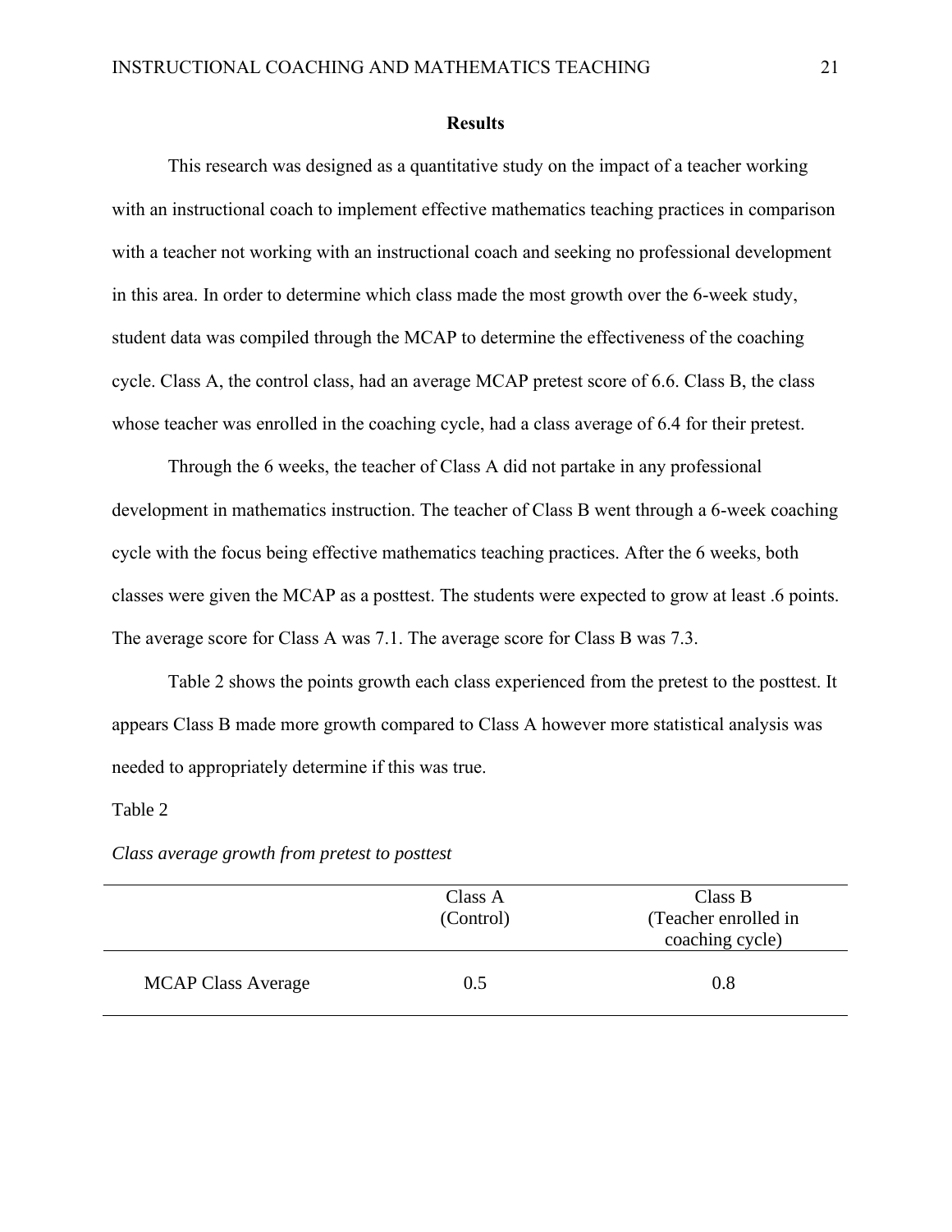## Results

This research was designed as a quantitative study on the impact of a teacher working with an instructional coach to implement effective mathematics teaching practices in comparison with a teacher not working with an instructional coach and seeking no professional development in this area. In order to determine which class made the most growth over the 6-week study, student data was compiled through the MCAP to determine the effectiveness of the coaching cycle. Class A, the control class, had an average MCAP pretest score of 6.6. Class B, the class whose teacher was enrolled in the coaching cycle, had a class average of 6.4 for their pretest.

Through the 6 weeks, the teacher of Class A did not partake in any professional development in mathematics instruction. The teacher of Class B went through a 6-week coaching cycle with the focus being effective mathematics teaching practices. After the 6 weeks, both classes were given the MCAP as a posttest. The students were expected to grow at least .6 points. The average score for Class A was 7.1. The average score for Class B was 7.3.

Table 2 shows the points growth each class experienced from the pretest to the posttest. It appears Class B made more growth compared to Class A however more statistical analysis was needed to appropriately determine if this was true.

Table 2

*Class average growth from pretest to posttest*

| | Class A (Control) | Class B (Teacher enrolled in coaching cycle) |
|---|---|---|
| MCAP Class Average | 0.5 | 0.8 |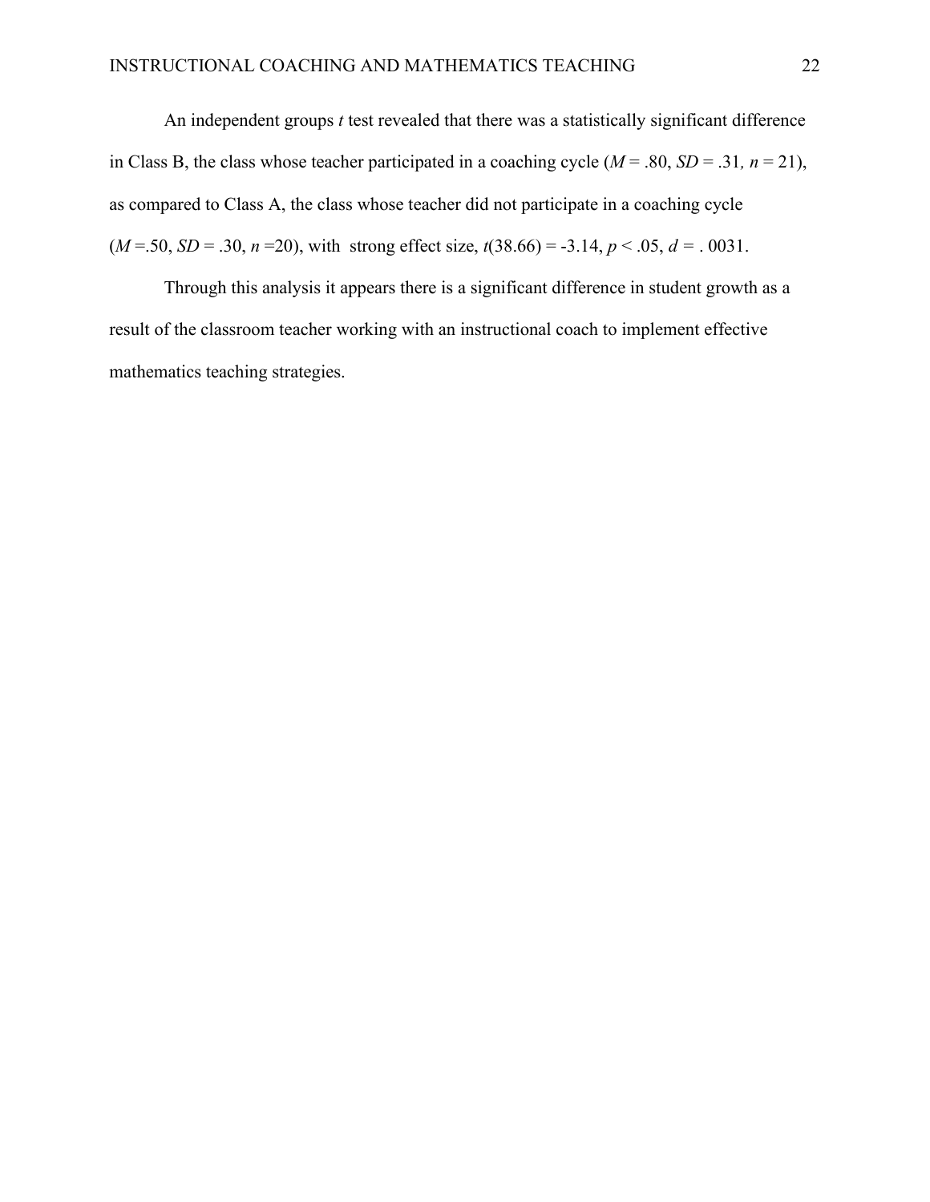An independent groups $t$ test revealed that there was a statistically significant difference in Class B, the class whose teacher participated in a coaching cycle ($M = .80$, $SD = .31$, $n = 21$), as compared to Class A, the class whose teacher did not participate in a coaching cycle ($M = .50$, $SD = .30$, $n = 20$), with strong effect size, $t(38.66) = -3.14$, $p < .05$, $d = .0031$.

Through this analysis it appears there is a significant difference in student growth as a result of the classroom teacher working with an instructional coach to implement effective mathematics teaching strategies.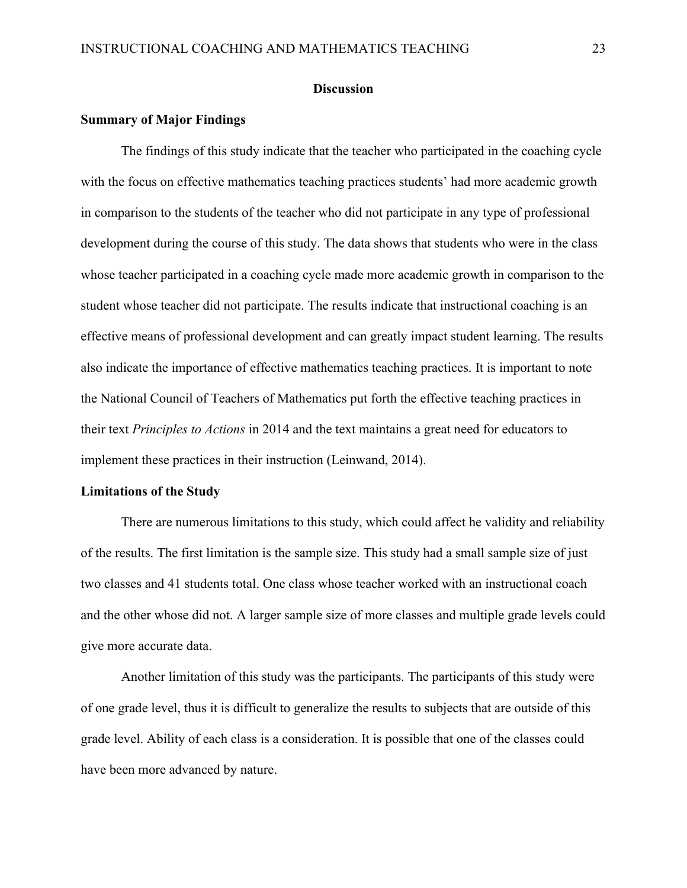## Discussion

### Summary of Major Findings

The findings of this study indicate that the teacher who participated in the coaching cycle with the focus on effective mathematics teaching practices students' had more academic growth in comparison to the students of the teacher who did not participate in any type of professional development during the course of this study. The data shows that students who were in the class whose teacher participated in a coaching cycle made more academic growth in comparison to the student whose teacher did not participate. The results indicate that instructional coaching is an effective means of professional development and can greatly impact student learning. The results also indicate the importance of effective mathematics teaching practices. It is important to note the National Council of Teachers of Mathematics put forth the effective teaching practices in their text *Principles to Actions* in 2014 and the text maintains a great need for educators to implement these practices in their instruction (Leinwand, 2014).

### Limitations of the Study

There are numerous limitations to this study, which could affect he validity and reliability of the results. The first limitation is the sample size. This study had a small sample size of just two classes and 41 students total. One class whose teacher worked with an instructional coach and the other whose did not. A larger sample size of more classes and multiple grade levels could give more accurate data.

Another limitation of this study was the participants. The participants of this study were of one grade level, thus it is difficult to generalize the results to subjects that are outside of this grade level. Ability of each class is a consideration. It is possible that one of the classes could have been more advanced by nature.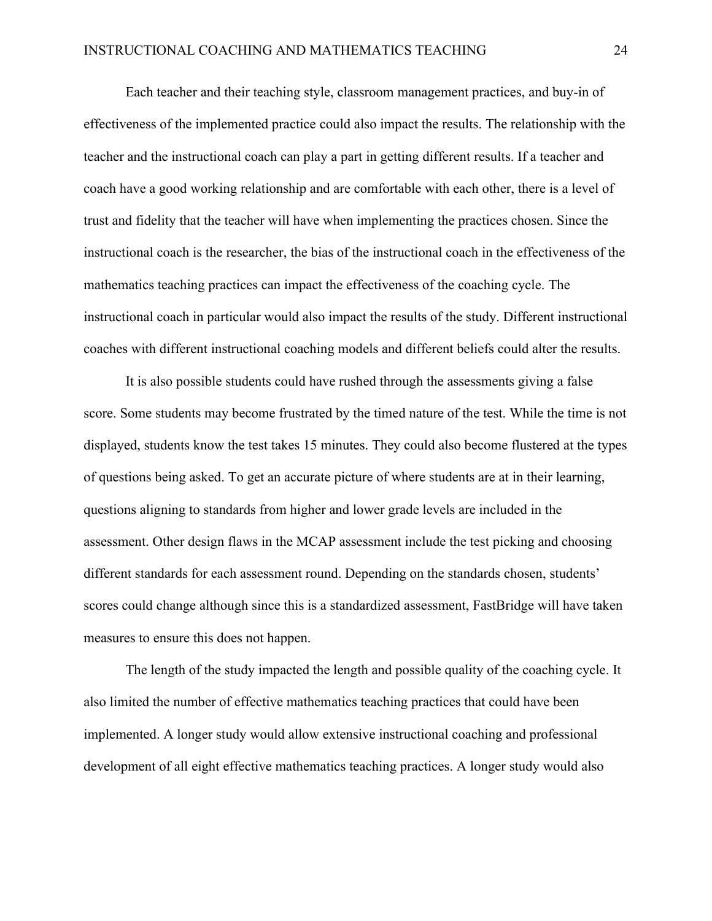Each teacher and their teaching style, classroom management practices, and buy-in of effectiveness of the implemented practice could also impact the results. The relationship with the teacher and the instructional coach can play a part in getting different results. If a teacher and coach have a good working relationship and are comfortable with each other, there is a level of trust and fidelity that the teacher will have when implementing the practices chosen. Since the instructional coach is the researcher, the bias of the instructional coach in the effectiveness of the mathematics teaching practices can impact the effectiveness of the coaching cycle. The instructional coach in particular would also impact the results of the study. Different instructional coaches with different instructional coaching models and different beliefs could alter the results.

It is also possible students could have rushed through the assessments giving a false score. Some students may become frustrated by the timed nature of the test. While the time is not displayed, students know the test takes 15 minutes. They could also become flustered at the types of questions being asked. To get an accurate picture of where students are at in their learning, questions aligning to standards from higher and lower grade levels are included in the assessment. Other design flaws in the MCAP assessment include the test picking and choosing different standards for each assessment round. Depending on the standards chosen, students' scores could change although since this is a standardized assessment, FastBridge will have taken measures to ensure this does not happen.

The length of the study impacted the length and possible quality of the coaching cycle. It also limited the number of effective mathematics teaching practices that could have been implemented. A longer study would allow extensive instructional coaching and professional development of all eight effective mathematics teaching practices. A longer study would also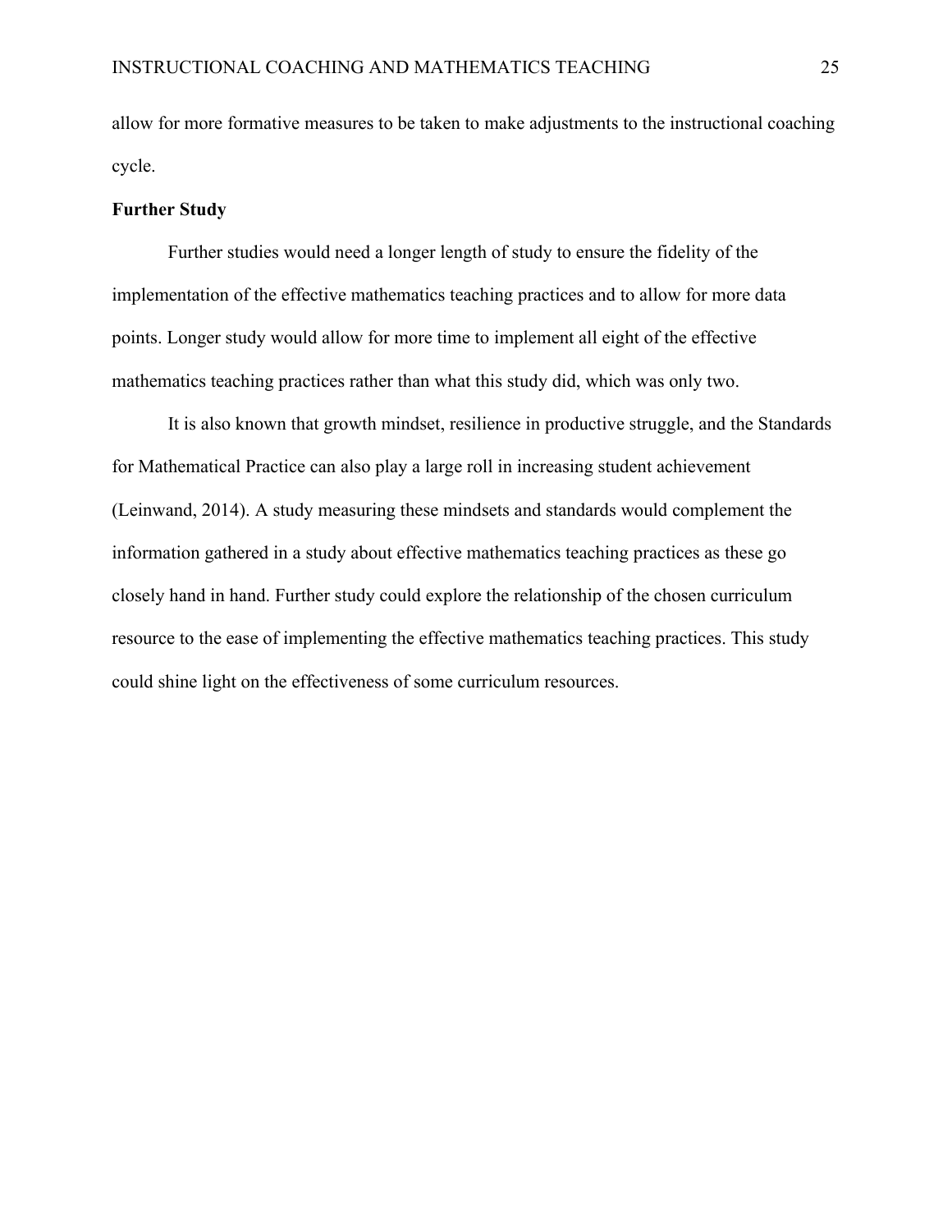allow for more formative measures to be taken to make adjustments to the instructional coaching cycle.

**Further Study**

Further studies would need a longer length of study to ensure the fidelity of the implementation of the effective mathematics teaching practices and to allow for more data points. Longer study would allow for more time to implement all eight of the effective mathematics teaching practices rather than what this study did, which was only two.

It is also known that growth mindset, resilience in productive struggle, and the Standards for Mathematical Practice can also play a large roll in increasing student achievement (Leinwand, 2014). A study measuring these mindsets and standards would complement the information gathered in a study about effective mathematics teaching practices as these go closely hand in hand. Further study could explore the relationship of the chosen curriculum resource to the ease of implementing the effective mathematics teaching practices. This study could shine light on the effectiveness of some curriculum resources.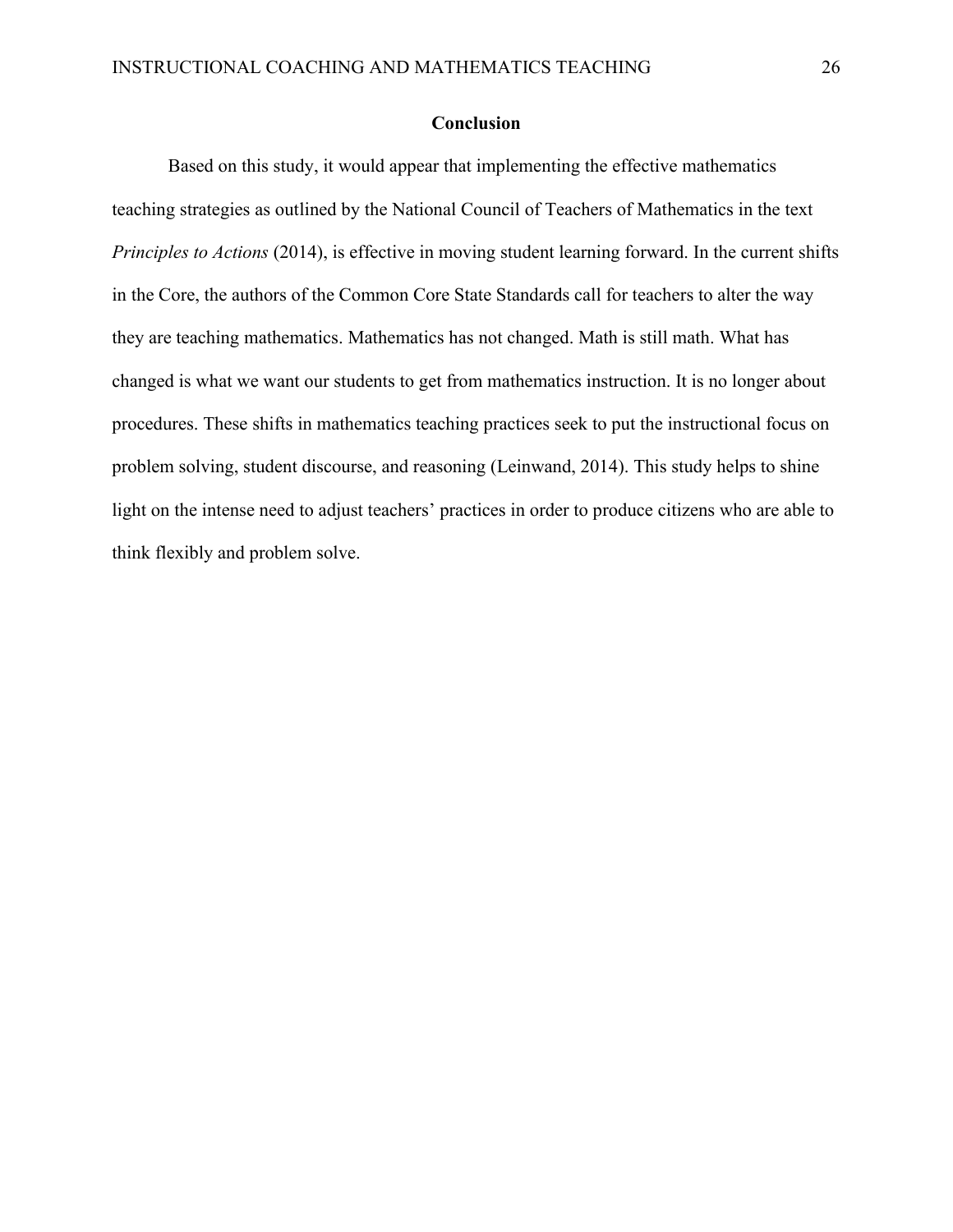## Conclusion

Based on this study, it would appear that implementing the effective mathematics teaching strategies as outlined by the National Council of Teachers of Mathematics in the text *Principles to Actions* (2014), is effective in moving student learning forward. In the current shifts in the Core, the authors of the Common Core State Standards call for teachers to alter the way they are teaching mathematics. Mathematics has not changed. Math is still math. What has changed is what we want our students to get from mathematics instruction. It is no longer about procedures. These shifts in mathematics teaching practices seek to put the instructional focus on problem solving, student discourse, and reasoning (Leinwand, 2014). This study helps to shine light on the intense need to adjust teachers' practices in order to produce citizens who are able to think flexibly and problem solve.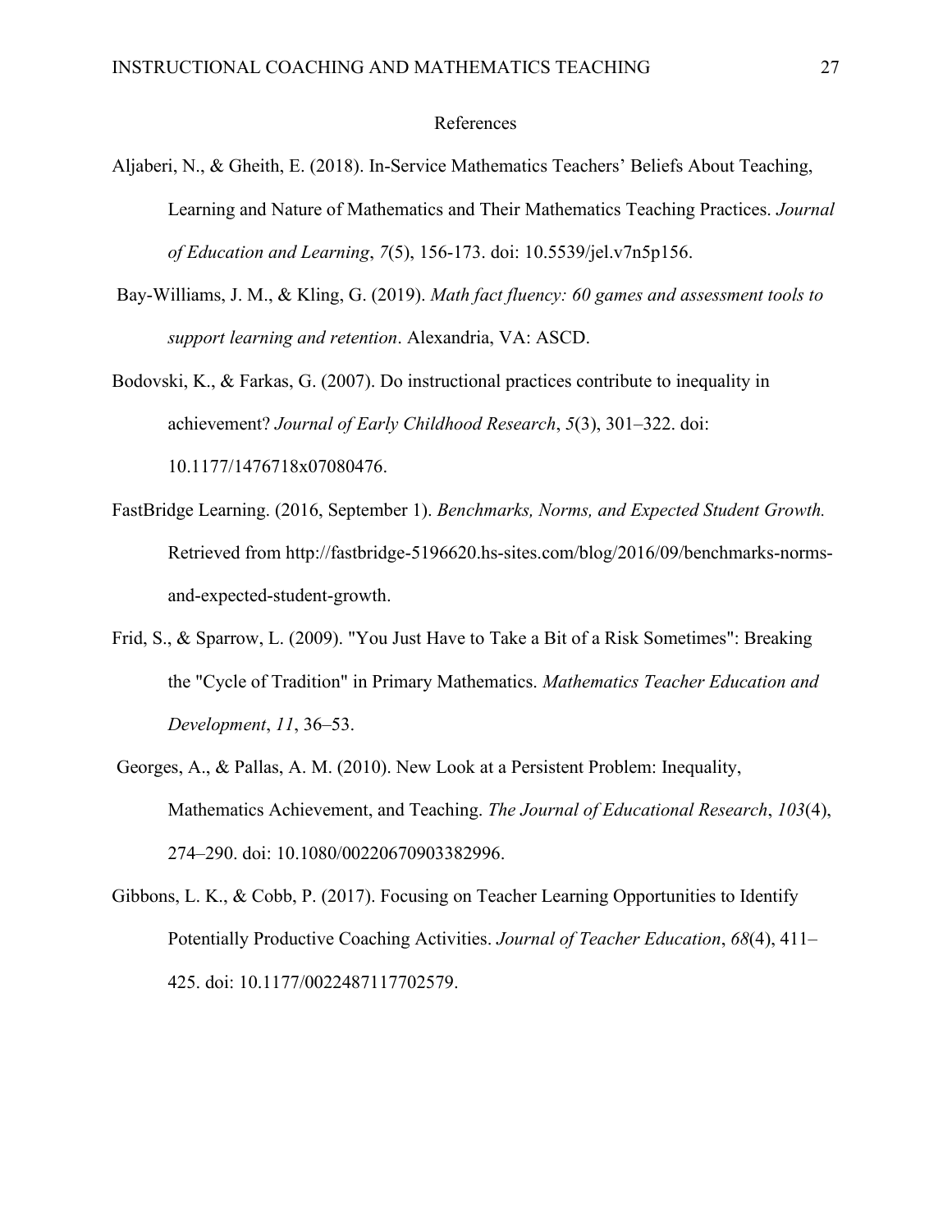# References

Aljaberi, N., & Gheith, E. (2018). In-Service Mathematics Teachers' Beliefs About Teaching, Learning and Nature of Mathematics and Their Mathematics Teaching Practices. *Journal of Education and Learning*, *7*(5), 156-173. doi: 10.5539/jel.v7n5p156.

Bay-Williams, J. M., & Kling, G. (2019). *Math fact fluency: 60 games and assessment tools to support learning and retention*. Alexandria, VA: ASCD.

Bodovski, K., & Farkas, G. (2007). Do instructional practices contribute to inequality in achievement? *Journal of Early Childhood Research*, *5*(3), 301–322. doi: 10.1177/1476718x07080476.

FastBridge Learning. (2016, September 1). *Benchmarks, Norms, and Expected Student Growth.* Retrieved from http://fastbridge-5196620.hs-sites.com/blog/2016/09/benchmarks-norms-and-expected-student-growth.

Frid, S., & Sparrow, L. (2009). "You Just Have to Take a Bit of a Risk Sometimes": Breaking the "Cycle of Tradition" in Primary Mathematics. *Mathematics Teacher Education and Development*, *11*, 36–53.

Georges, A., & Pallas, A. M. (2010). New Look at a Persistent Problem: Inequality, Mathematics Achievement, and Teaching. *The Journal of Educational Research*, *103*(4), 274–290. doi: 10.1080/00220670903382996.

Gibbons, L. K., & Cobb, P. (2017). Focusing on Teacher Learning Opportunities to Identify Potentially Productive Coaching Activities. *Journal of Teacher Education*, *68*(4), 411–425. doi: 10.1177/0022487117702579.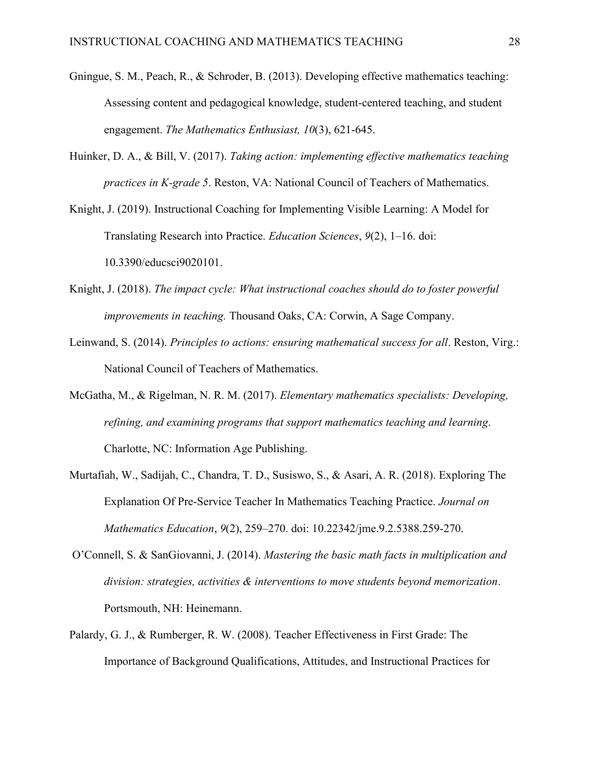Gningue, S. M., Peach, R., & Schroder, B. (2013). Developing effective mathematics teaching: Assessing content and pedagogical knowledge, student-centered teaching, and student engagement. *The Mathematics Enthusiast, 10*(3), 621-645.

Huinker, D. A., & Bill, V. (2017). *Taking action: implementing effective mathematics teaching practices in K-grade 5*. Reston, VA: National Council of Teachers of Mathematics.

Knight, J. (2019). Instructional Coaching for Implementing Visible Learning: A Model for Translating Research into Practice. *Education Sciences*, *9*(2), 1–16. doi: 10.3390/educsci9020101.

Knight, J. (2018). *The impact cycle: What instructional coaches should do to foster powerful improvements in teaching.* Thousand Oaks, CA: Corwin, A Sage Company.

Leinwand, S. (2014). *Principles to actions: ensuring mathematical success for all*. Reston, Virg.: National Council of Teachers of Mathematics.

McGatha, M., & Rigelman, N. R. M. (2017). *Elementary mathematics specialists: Developing, refining, and examining programs that support mathematics teaching and learning*. Charlotte, NC: Information Age Publishing.

Murtafiah, W., Sadijah, C., Chandra, T. D., Susiswo, S., & Asari, A. R. (2018). Exploring The Explanation Of Pre-Service Teacher In Mathematics Teaching Practice. *Journal on Mathematics Education*, *9*(2), 259–270. doi: 10.22342/jme.9.2.5388.259-270.

O'Connell, S. & SanGiovanni, J. (2014). *Mastering the basic math facts in multiplication and division: strategies, activities & interventions to move students beyond memorization*. Portsmouth, NH: Heinemann.

Palardy, G. J., & Rumberger, R. W. (2008). Teacher Effectiveness in First Grade: The Importance of Background Qualifications, Attitudes, and Instructional Practices for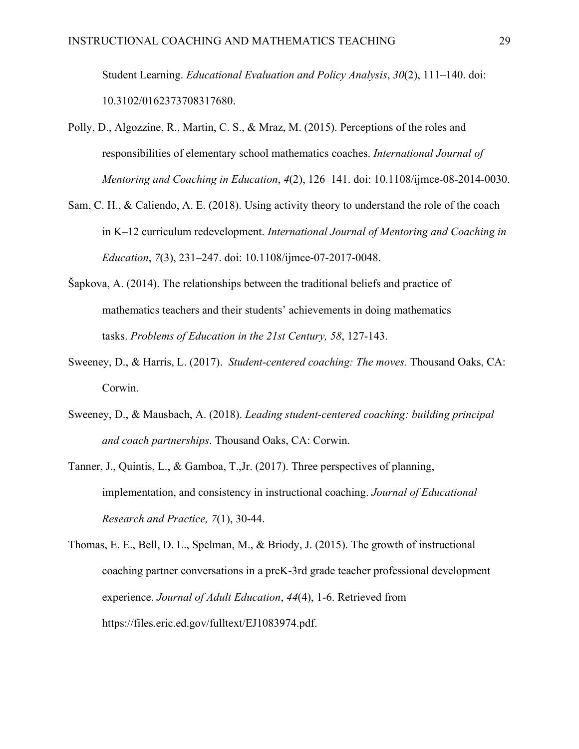Student Learning. *Educational Evaluation and Policy Analysis*, *30*(2), 111–140. doi: 10.3102/0162373708317680.

Polly, D., Algozzine, R., Martin, C. S., & Mraz, M. (2015). Perceptions of the roles and responsibilities of elementary school mathematics coaches. *International Journal of Mentoring and Coaching in Education*, *4*(2), 126–141. doi: 10.1108/ijmce-08-2014-0030.

Sam, C. H., & Caliendo, A. E. (2018). Using activity theory to understand the role of the coach in K–12 curriculum redevelopment. *International Journal of Mentoring and Coaching in Education*, *7*(3), 231–247. doi: 10.1108/ijmce-07-2017-0048.

Šapkova, A. (2014). The relationships between the traditional beliefs and practice of mathematics teachers and their students' achievements in doing mathematics tasks. *Problems of Education in the 21st Century, 58*, 127-143.

Sweeney, D., & Harris, L. (2017). *Student-centered coaching: The moves.* Thousand Oaks, CA: Corwin.

Sweeney, D., & Mausbach, A. (2018). *Leading student-centered coaching: building principal and coach partnerships*. Thousand Oaks, CA: Corwin.

Tanner, J., Quintis, L., & Gamboa, T.,Jr. (2017). Three perspectives of planning, implementation, and consistency in instructional coaching. *Journal of Educational Research and Practice, 7*(1), 30-44.

Thomas, E. E., Bell, D. L., Spelman, M., & Briody, J. (2015). The growth of instructional coaching partner conversations in a preK-3rd grade teacher professional development experience. *Journal of Adult Education*, *44*(4), 1-6. Retrieved from https://files.eric.ed.gov/fulltext/EJ1083974.pdf.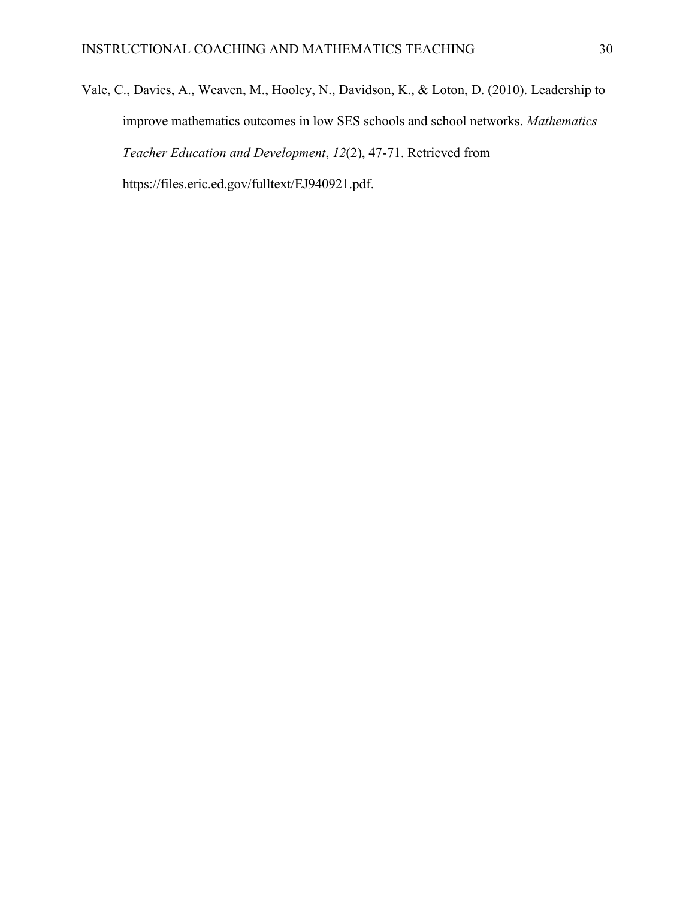Vale, C., Davies, A., Weaven, M., Hooley, N., Davidson, K., & Loton, D. (2010). Leadership to improve mathematics outcomes in low SES schools and school networks. *Mathematics Teacher Education and Development*, *12*(2), 47-71. Retrieved from https://files.eric.ed.gov/fulltext/EJ940921.pdf.